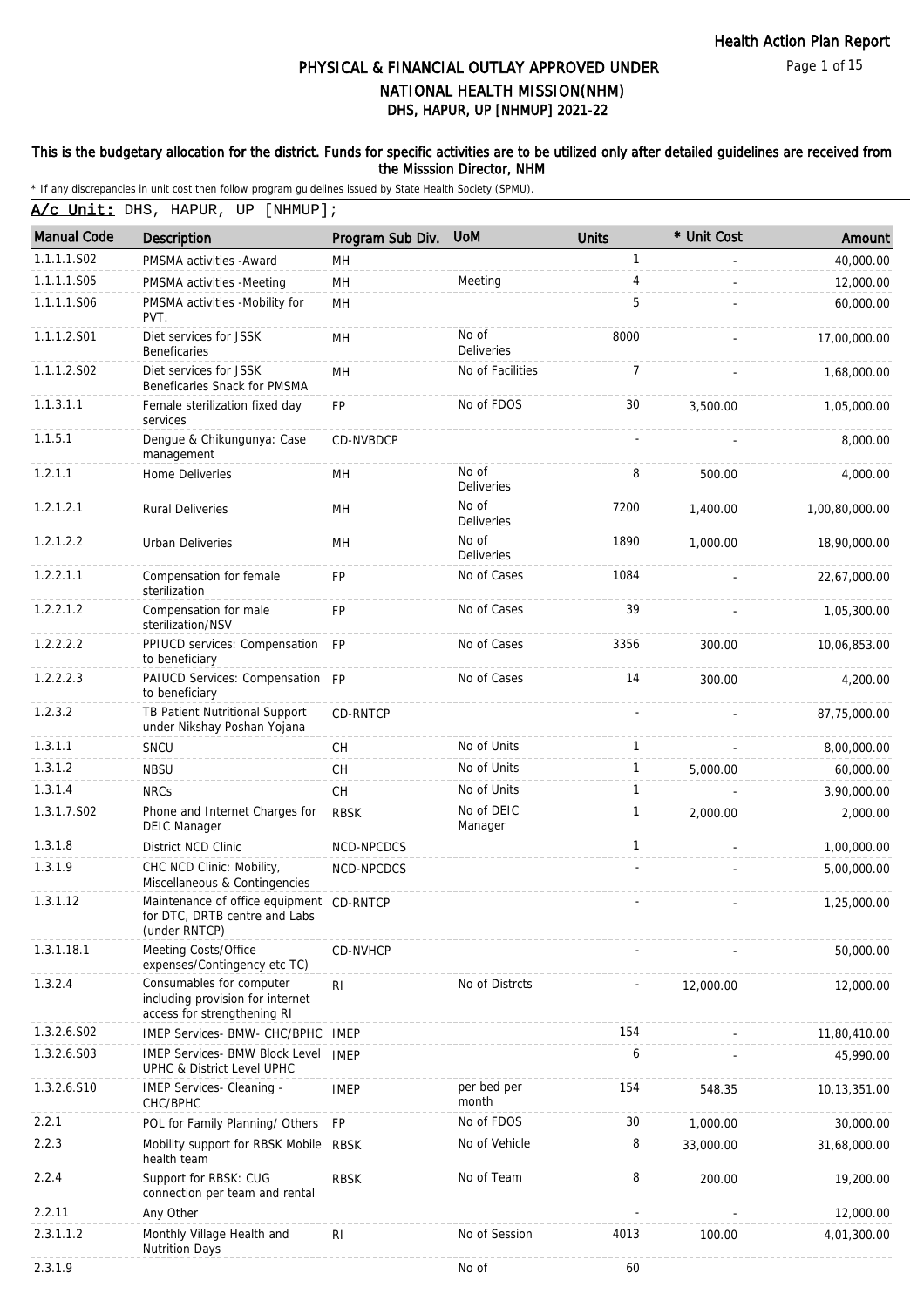# PHYSICAL & FINANCIAL OUTLAY APPROVED UNDER NATIONAL HEALTH MISSION(NHM)

## DHS, HAPUR, UP [NHMUP] 2021-22

**This is the budgetary allocation for the district. Funds for specific activities are to be utilized only after detailed guidelines are received from the Misssion Director, NHM**

* If any discrepancies in unit cost then follow program guidelines issued by State Health Society (SPMU).

**A/c Unit:** DHS, HAPUR, UP [NHMUP];

| Manual Code | Description | Program Sub Div. | UoM | Units | * Unit Cost | Amount |
|---|---|---|---|---|---|---|
| 1.1.1.1.S02 | PMSMA activities -Award | MH | | 1 | - | 40,000.00 |
| 1.1.1.1.S05 | PMSMA activities -Meeting | MH | Meeting | 4 | - | 12,000.00 |
| 1.1.1.1.S06 | PMSMA activities -Mobility for PVT. | MH | | 5 | - | 60,000.00 |
| 1.1.1.2.S01 | Diet services for JSSK Beneficaries | MH | No of Deliveries | 8000 | - | 17,00,000.00 |
| 1.1.1.2.S02 | Diet services for JSSK Beneficaries Snack for PMSMA | MH | No of Facilities | 7 | - | 1,68,000.00 |
| 1.1.3.1.1 | Female sterilization fixed day services | FP | No of FDOS | 30 | 3,500.00 | 1,05,000.00 |
| 1.1.5.1 | Dengue & Chikungunya: Case management | CD-NVBDCP | | - | - | 8,000.00 |
| 1.2.1.1 | Home Deliveries | MH | No of Deliveries | 8 | 500.00 | 4,000.00 |
| 1.2.1.2.1 | Rural Deliveries | MH | No of Deliveries | 7200 | 1,400.00 | 1,00,80,000.00 |
| 1.2.1.2.2 | Urban Deliveries | MH | No of Deliveries | 1890 | 1,000.00 | 18,90,000.00 |
| 1.2.2.1.1 | Compensation for female sterilization | FP | No of Cases | 1084 | - | 22,67,000.00 |
| 1.2.2.1.2 | Compensation for male sterilization/NSV | FP | No of Cases | 39 | - | 1,05,300.00 |
| 1.2.2.2.2 | PPIUCD services: Compensation to beneficiary | FP | No of Cases | 3356 | 300.00 | 10,06,853.00 |
| 1.2.2.2.3 | PAIUCD Services: Compensation to beneficiary | FP | No of Cases | 14 | 300.00 | 4,200.00 |
| 1.2.3.2 | TB Patient Nutritional Support under Nikshay Poshan Yojana | CD-RNTCP | | - | - | 87,75,000.00 |
| 1.3.1.1 | SNCU | CH | No of Units | 1 | - | 8,00,000.00 |
| 1.3.1.2 | NBSU | CH | No of Units | 1 | 5,000.00 | 60,000.00 |
| 1.3.1.4 | NRCs | CH | No of Units | 1 | - | 3,90,000.00 |
| 1.3.1.7.S02 | Phone and Internet Charges for DEIC Manager | RBSK | No of DEIC Manager | 1 | 2,000.00 | 2,000.00 |
| 1.3.1.8 | District NCD Clinic | NCD-NPCDCS | | 1 | - | 1,00,000.00 |
| 1.3.1.9 | CHC NCD Clinic: Mobility, Miscellaneous & Contingencies | NCD-NPCDCS | | - | - | 5,00,000.00 |
| 1.3.1.12 | Maintenance of office equipment for DTC, DRTB centre and Labs (under RNTCP) | CD-RNTCP | | - | - | 1,25,000.00 |
| 1.3.1.18.1 | Meeting Costs/Office expenses/Contingency etc TC) | CD-NVHCP | | - | - | 50,000.00 |
| 1.3.2.4 | Consumables for computer including provision for internet access for strengthening RI | RI | No of Distrcts | - | 12,000.00 | 12,000.00 |
| 1.3.2.6.S02 | IMEP Services- BMW- CHC/BPHC | IMEP | | 154 | - | 11,80,410.00 |
| 1.3.2.6.S03 | IMEP Services- BMW Block Level UPHC & District Level UPHC | IMEP | | 6 | - | 45,990.00 |
| 1.3.2.6.S10 | IMEP Services- Cleaning - CHC/BPHC | IMEP | per bed per month | 154 | 548.35 | 10,13,351.00 |
| 2.2.1 | POL for Family Planning/ Others | FP | No of FDOS | 30 | 1,000.00 | 30,000.00 |
| 2.2.3 | Mobility support for RBSK Mobile health team | RBSK | No of Vehicle | 8 | 33,000.00 | 31,68,000.00 |
| 2.2.4 | Support for RBSK: CUG connection per team and rental | RBSK | No of Team | 8 | 200.00 | 19,200.00 |
| 2.2.11 | Any Other | | | - | - | 12,000.00 |
| 2.3.1.1.2 | Monthly Village Health and Nutrition Days | RI | No of Session | 4013 | 100.00 | 4,01,300.00 |
| 2.3.1.9 | | | No of | 60 | | |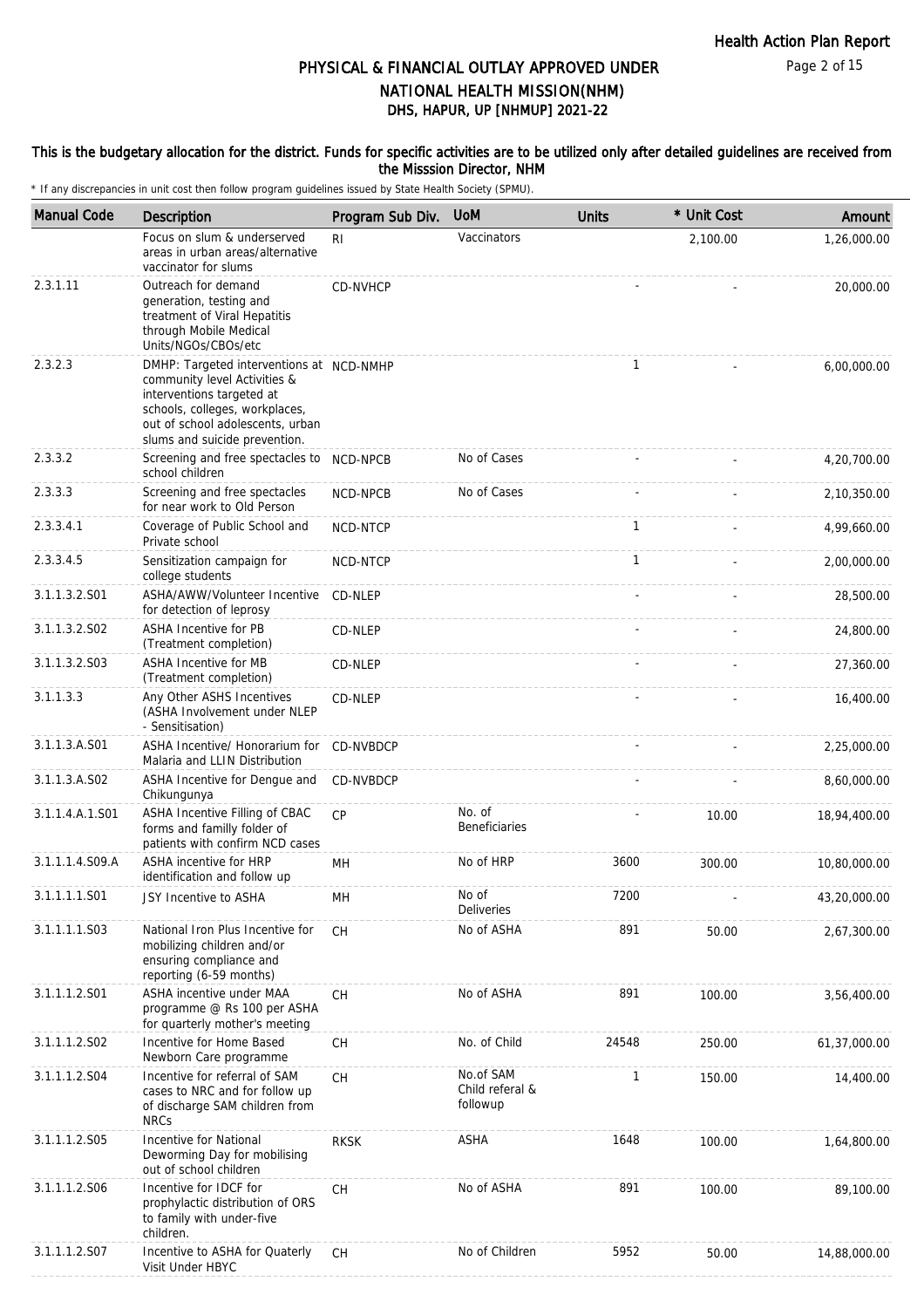# PHYSICAL & FINANCIAL OUTLAY APPROVED UNDER NATIONAL HEALTH MISSION(NHM)

## DHS, HAPUR, UP [NHMUP] 2021-22

### This is the budgetary allocation for the district. Funds for specific activities are to be utilized only after detailed guidelines are received from the Misssion Director, NHM

\* If any discrepancies in unit cost then follow program guidelines issued by State Health Society (SPMU).

| Manual Code | Description | Program Sub Div. | UoM | Units | * Unit Cost | Amount |
|---|---|---|---|---|---|---|
| | Focus on slum & underserved areas in urban areas/alternative vaccinator for slums | RI | Vaccinators | | 2,100.00 | 1,26,000.00 |
| 2.3.1.11 | Outreach for demand generation, testing and treatment of Viral Hepatitis through Mobile Medical Units/NGOs/CBOs/etc | CD-NVHCP | | - | - | 20,000.00 |
| 2.3.2.3 | DMHP: Targeted interventions at community level Activities & interventions targeted at schools, colleges, workplaces, out of school adolescents, urban slums and suicide prevention. | NCD-NMHP | | 1 | - | 6,00,000.00 |
| 2.3.3.2 | Screening and free spectacles to school children | NCD-NPCB | No of Cases | - | - | 4,20,700.00 |
| 2.3.3.3 | Screening and free spectacles for near work to Old Person | NCD-NPCB | No of Cases | - | - | 2,10,350.00 |
| 2.3.3.4.1 | Coverage of Public School and Private school | NCD-NTCP | | 1 | - | 4,99,660.00 |
| 2.3.3.4.5 | Sensitization campaign for college students | NCD-NTCP | | 1 | - | 2,00,000.00 |
| 3.1.1.3.2.S01 | ASHA/AWW/Volunteer Incentive for detection of leprosy | CD-NLEP | | - | - | 28,500.00 |
| 3.1.1.3.2.S02 | ASHA Incentive for PB (Treatment completion) | CD-NLEP | | - | - | 24,800.00 |
| 3.1.1.3.2.S03 | ASHA Incentive for MB (Treatment completion) | CD-NLEP | | - | - | 27,360.00 |
| 3.1.1.3.3 | Any Other ASHS Incentives (ASHA Involvement under NLEP - Sensitisation) | CD-NLEP | | - | - | 16,400.00 |
| 3.1.1.3.A.S01 | ASHA Incentive/ Honorarium for Malaria and LLIN Distribution | CD-NVBDCP | | - | - | 2,25,000.00 |
| 3.1.1.3.A.S02 | ASHA Incentive for Dengue and Chikungunya | CD-NVBDCP | | - | - | 8,60,000.00 |
| 3.1.1.4.A.1.S01 | ASHA Incentive Filling of CBAC forms and familly folder of patients with confirm NCD cases | CP | No. of Beneficiaries | - | 10.00 | 18,94,400.00 |
| 3.1.1.1.4.S09.A | ASHA incentive for HRP identification and follow up | MH | No of HRP | 3600 | 300.00 | 10,80,000.00 |
| 3.1.1.1.1.S01 | JSY Incentive to ASHA | MH | No of Deliveries | 7200 | - | 43,20,000.00 |
| 3.1.1.1.1.S03 | National Iron Plus Incentive for mobilizing children and/or ensuring compliance and reporting (6-59 months) | CH | No of ASHA | 891 | 50.00 | 2,67,300.00 |
| 3.1.1.1.2.S01 | ASHA incentive under MAA programme @ Rs 100 per ASHA for quarterly mother's meeting | CH | No of ASHA | 891 | 100.00 | 3,56,400.00 |
| 3.1.1.1.2.S02 | Incentive for Home Based Newborn Care programme | CH | No. of Child | 24548 | 250.00 | 61,37,000.00 |
| 3.1.1.1.2.S04 | Incentive for referral of SAM cases to NRC and for follow up of discharge SAM children from NRCs | CH | No.of SAM Child referal & followup | 1 | 150.00 | 14,400.00 |
| 3.1.1.1.2.S05 | Incentive for National Deworming Day for mobilising out of school children | RKSK | ASHA | 1648 | 100.00 | 1,64,800.00 |
| 3.1.1.1.2.S06 | Incentive for IDCF for prophylactic distribution of ORS to family with under-five children. | CH | No of ASHA | 891 | 100.00 | 89,100.00 |
| 3.1.1.1.2.S07 | Incentive to ASHA for Quaterly Visit Under HBYC | CH | No of Children | 5952 | 50.00 | 14,88,000.00 |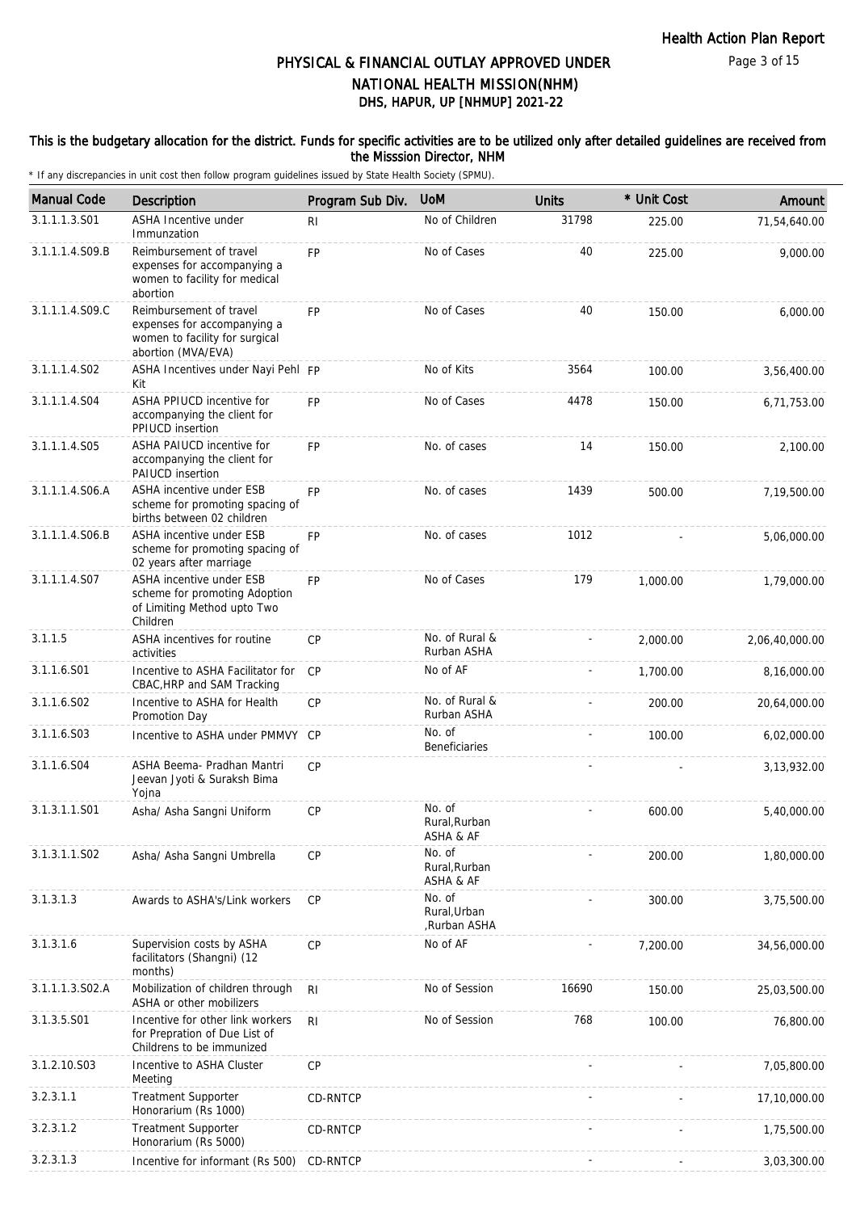# PHYSICAL & FINANCIAL OUTLAY APPROVED UNDER NATIONAL HEALTH MISSION(NHM)

## DHS, HAPUR, UP [NHMUP] 2021-22

**This is the budgetary allocation for the district. Funds for specific activities are to be utilized only after detailed guidelines are received from the Misssion Director, NHM**

\* If any discrepancies in unit cost then follow program guidelines issued by State Health Society (SPMU).

| Manual Code | Description | Program Sub Div. | UoM | Units | * Unit Cost | Amount |
|---|---|---|---|---|---|---|
| 3.1.1.1.3.S01 | ASHA Incentive under Immunzation | RI | No of Children | 31798 | 225.00 | 71,54,640.00 |
| 3.1.1.1.4.S09.B | Reimbursement of travel expenses for accompanying a women to facility for medical abortion | FP | No of Cases | 40 | 225.00 | 9,000.00 |
| 3.1.1.1.4.S09.C | Reimbursement of travel expenses for accompanying a women to facility for surgical abortion (MVA/EVA) | FP | No of Cases | 40 | 150.00 | 6,000.00 |
| 3.1.1.1.4.S02 | ASHA Incentives under Nayi Pehl Kit | FP | No of Kits | 3564 | 100.00 | 3,56,400.00 |
| 3.1.1.1.4.S04 | ASHA PPIUCD incentive for accompanying the client for PPIUCD insertion | FP | No of Cases | 4478 | 150.00 | 6,71,753.00 |
| 3.1.1.1.4.S05 | ASHA PAIUCD incentive for accompanying the client for PAIUCD insertion | FP | No. of cases | 14 | 150.00 | 2,100.00 |
| 3.1.1.1.4.S06.A | ASHA incentive under ESB scheme for promoting spacing of births between 02 children | FP | No. of cases | 1439 | 500.00 | 7,19,500.00 |
| 3.1.1.1.4.S06.B | ASHA incentive under ESB scheme for promoting spacing of 02 years after marriage | FP | No. of cases | 1012 | - | 5,06,000.00 |
| 3.1.1.1.4.S07 | ASHA incentive under ESB scheme for promoting Adoption of Limiting Method upto Two Children | FP | No of Cases | 179 | 1,000.00 | 1,79,000.00 |
| 3.1.1.5 | ASHA incentives for routine activities | CP | No. of Rural & Rurban ASHA | - | 2,000.00 | 2,06,40,000.00 |
| 3.1.1.6.S01 | Incentive to ASHA Facilitator for CBAC,HRP and SAM Tracking | CP | No of AF | - | 1,700.00 | 8,16,000.00 |
| 3.1.1.6.S02 | Incentive to ASHA for Health Promotion Day | CP | No. of Rural & Rurban ASHA | - | 200.00 | 20,64,000.00 |
| 3.1.1.6.S03 | Incentive to ASHA under PMMVY | CP | No. of Beneficiaries | - | 100.00 | 6,02,000.00 |
| 3.1.1.6.S04 | ASHA Beema- Pradhan Mantri Jeevan Jyoti & Suraksh Bima Yojna | CP | | - | - | 3,13,932.00 |
| 3.1.3.1.1.S01 | Asha/ Asha Sangni Uniform | CP | No. of Rural,Rurban ASHA & AF | - | 600.00 | 5,40,000.00 |
| 3.1.3.1.1.S02 | Asha/ Asha Sangni Umbrella | CP | No. of Rural,Rurban ASHA & AF | - | 200.00 | 1,80,000.00 |
| 3.1.3.1.3 | Awards to ASHA's/Link workers | CP | No. of Rural,Urban ,Rurban ASHA | - | 300.00 | 3,75,500.00 |
| 3.1.3.1.6 | Supervision costs by ASHA facilitators (Shangni) (12 months) | CP | No of AF | - | 7,200.00 | 34,56,000.00 |
| 3.1.1.1.3.S02.A | Mobilization of children through ASHA or other mobilizers | RI | No of Session | 16690 | 150.00 | 25,03,500.00 |
| 3.1.3.5.S01 | Incentive for other link workers for Prepration of Due List of Childrens to be immunized | RI | No of Session | 768 | 100.00 | 76,800.00 |
| 3.1.2.10.S03 | Incentive to ASHA Cluster Meeting | CP | | - | - | 7,05,800.00 |
| 3.2.3.1.1 | Treatment Supporter Honorarium (Rs 1000) | CD-RNTCP | | - | - | 17,10,000.00 |
| 3.2.3.1.2 | Treatment Supporter Honorarium (Rs 5000) | CD-RNTCP | | - | - | 1,75,500.00 |
| 3.2.3.1.3 | Incentive for informant (Rs 500) | CD-RNTCP | | - | - | 3,03,300.00 |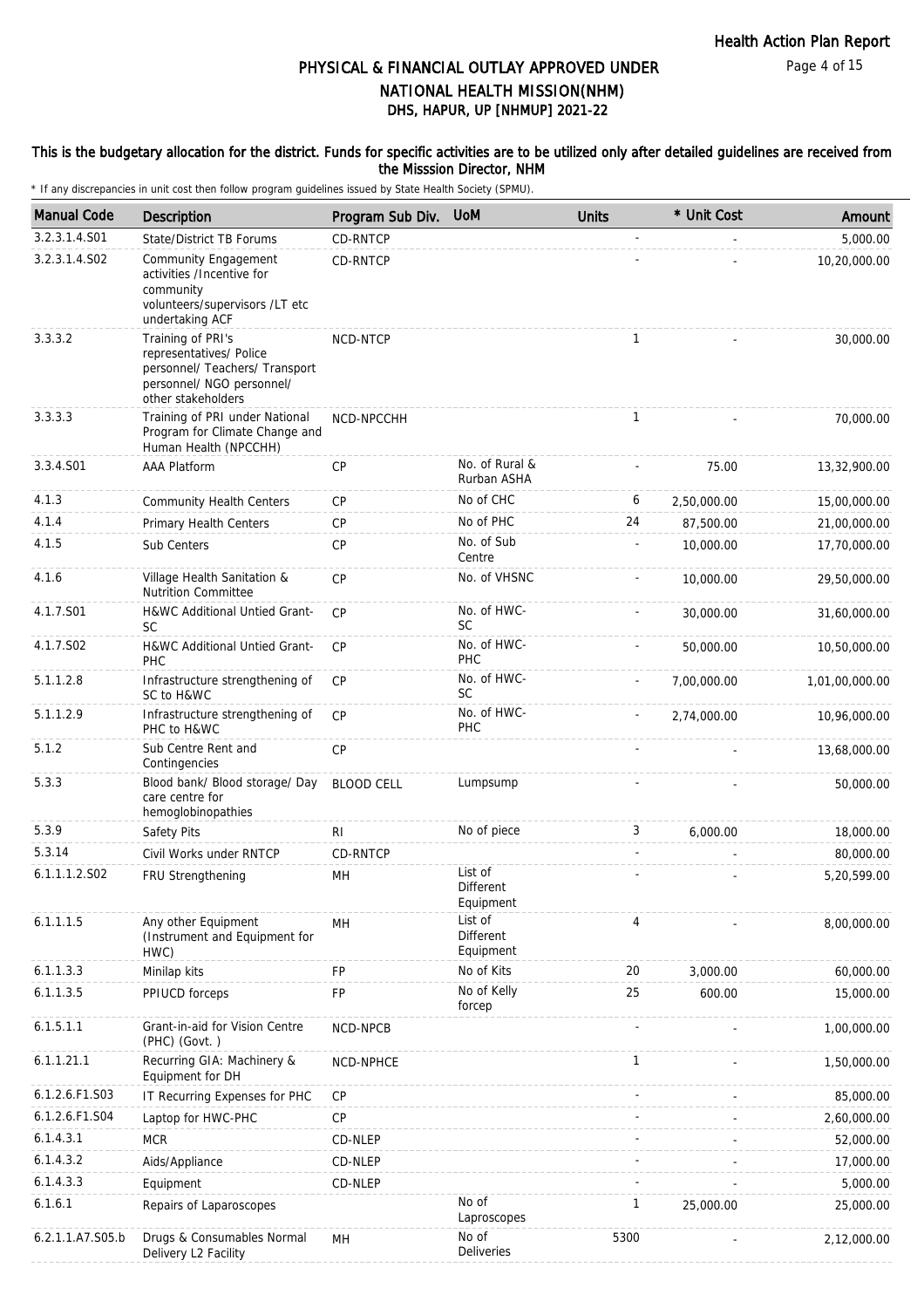# PHYSICAL & FINANCIAL OUTLAY APPROVED UNDER NATIONAL HEALTH MISSION(NHM)

## DHS, HAPUR, UP [NHMUP] 2021-22

**This is the budgetary allocation for the district. Funds for specific activities are to be utilized only after detailed guidelines are received from the Misssion Director, NHM**

\* If any discrepancies in unit cost then follow program guidelines issued by State Health Society (SPMU).

| Manual Code | Description | Program Sub Div. | UoM | Units | * Unit Cost | Amount |
|---|---|---|---|---|---|---|
| 3.2.3.1.4.S01 | State/District TB Forums | CD-RNTCP | | - | - | 5,000.00 |
| 3.2.3.1.4.S02 | Community Engagement activities /Incentive for community volunteers/supervisors /LT etc undertaking ACF | CD-RNTCP | | - | - | 10,20,000.00 |
| 3.3.3.2 | Training of PRI's representatives/ Police personnel/ Teachers/ Transport personnel/ NGO personnel/ other stakeholders | NCD-NTCP | | 1 | - | 30,000.00 |
| 3.3.3.3 | Training of PRI under National Program for Climate Change and Human Health (NPCCHH) | NCD-NPCCHH | | 1 | - | 70,000.00 |
| 3.3.4.S01 | AAA Platform | CP | No. of Rural & Rurban ASHA | - | 75.00 | 13,32,900.00 |
| 4.1.3 | Community Health Centers | CP | No of CHC | 6 | 2,50,000.00 | 15,00,000.00 |
| 4.1.4 | Primary Health Centers | CP | No of PHC | 24 | 87,500.00 | 21,00,000.00 |
| 4.1.5 | Sub Centers | CP | No. of Sub Centre | - | 10,000.00 | 17,70,000.00 |
| 4.1.6 | Village Health Sanitation & Nutrition Committee | CP | No. of VHSNC | - | 10,000.00 | 29,50,000.00 |
| 4.1.7.S01 | H&WC Additional Untied Grant-SC | CP | No. of HWC-SC | - | 30,000.00 | 31,60,000.00 |
| 4.1.7.S02 | H&WC Additional Untied Grant-PHC | CP | No. of HWC-PHC | - | 50,000.00 | 10,50,000.00 |
| 5.1.1.2.8 | Infrastructure strengthening of SC to H&WC | CP | No. of HWC-SC | - | 7,00,000.00 | 1,01,00,000.00 |
| 5.1.1.2.9 | Infrastructure strengthening of PHC to H&WC | CP | No. of HWC-PHC | - | 2,74,000.00 | 10,96,000.00 |
| 5.1.2 | Sub Centre Rent and Contingencies | CP | | - | - | 13,68,000.00 |
| 5.3.3 | Blood bank/ Blood storage/ Day care centre for hemoglobinopathies | BLOOD CELL | Lumpsump | - | - | 50,000.00 |
| 5.3.9 | Safety Pits | RI | No of piece | 3 | 6,000.00 | 18,000.00 |
| 5.3.14 | Civil Works under RNTCP | CD-RNTCP | | - | - | 80,000.00 |
| 6.1.1.1.2.S02 | FRU Strengthening | MH | List of Different Equipment | - | - | 5,20,599.00 |
| 6.1.1.1.5 | Any other Equipment (Instrument and Equipment for HWC) | MH | List of Different Equipment | 4 | - | 8,00,000.00 |
| 6.1.1.3.3 | Minilap kits | FP | No of Kits | 20 | 3,000.00 | 60,000.00 |
| 6.1.1.3.5 | PPIUCD forceps | FP | No of Kelly forcep | 25 | 600.00 | 15,000.00 |
| 6.1.5.1.1 | Grant-in-aid for Vision Centre (PHC) (Govt. ) | NCD-NPCB | | - | - | 1,00,000.00 |
| 6.1.1.21.1 | Recurring GIA: Machinery & Equipment for DH | NCD-NPHCE | | 1 | - | 1,50,000.00 |
| 6.1.2.6.F1.S03 | IT Recurring Expenses for PHC | CP | | - | - | 85,000.00 |
| 6.1.2.6.F1.S04 | Laptop for HWC-PHC | CP | | - | - | 2,60,000.00 |
| 6.1.4.3.1 | MCR | CD-NLEP | | - | - | 52,000.00 |
| 6.1.4.3.2 | Aids/Appliance | CD-NLEP | | - | - | 17,000.00 |
| 6.1.4.3.3 | Equipment | CD-NLEP | | - | - | 5,000.00 |
| 6.1.6.1 | Repairs of Laparoscopes | | No of Laproscopes | 1 | 25,000.00 | 25,000.00 |
| 6.2.1.1.A7.S05.b | Drugs & Consumables Normal Delivery L2 Facility | MH | No of Deliveries | 5300 | - | 2,12,000.00 |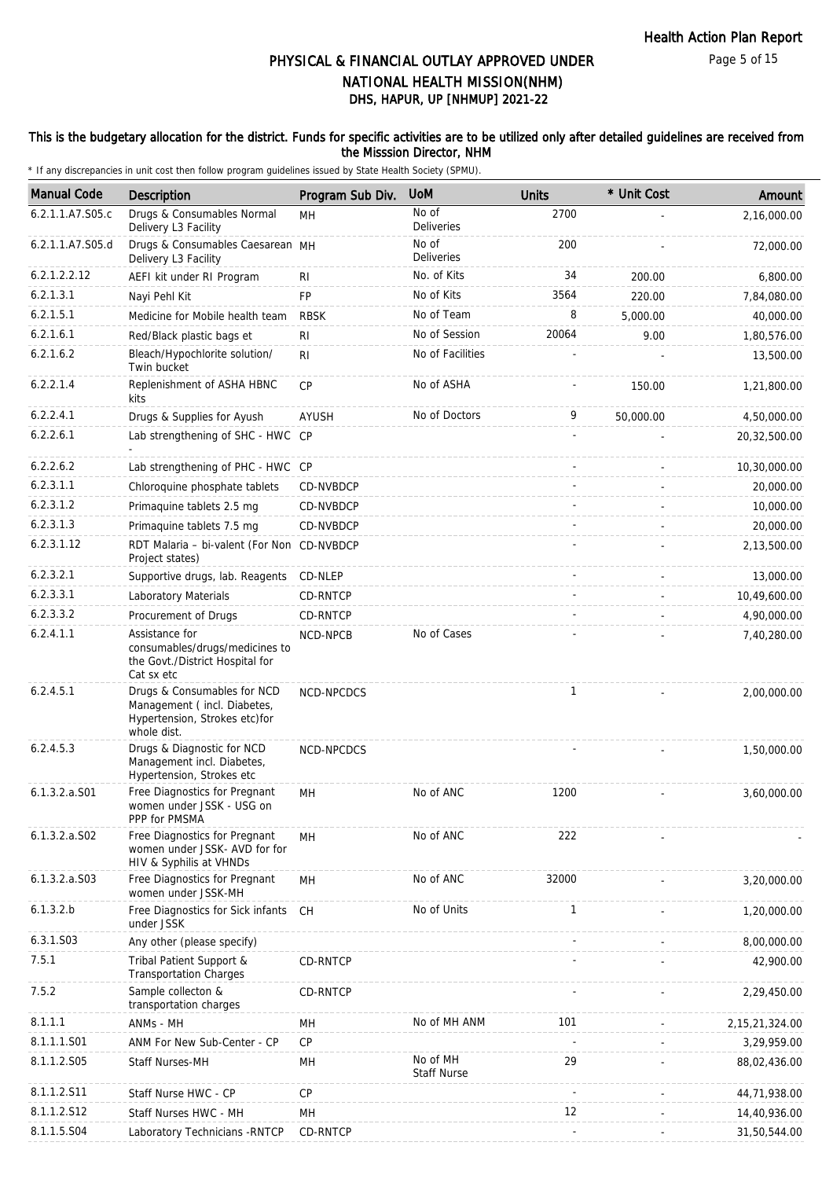# PHYSICAL & FINANCIAL OUTLAY APPROVED UNDER NATIONAL HEALTH MISSION(NHM)
## DHS, HAPUR, UP [NHMUP] 2021-22

### This is the budgetary allocation for the district. Funds for specific activities are to be utilized only after detailed guidelines are received from the Misssion Director, NHM

\* If any discrepancies in unit cost then follow program guidelines issued by State Health Society (SPMU).

| Manual Code | Description | Program Sub Div. | UoM | Units | * Unit Cost | Amount |
|---|---|---|---|---|---|---|
| 6.2.1.1.A7.S05.c | Drugs & Consumables Normal Delivery L3 Facility | MH | No of Deliveries | 2700 | - | 2,16,000.00 |
| 6.2.1.1.A7.S05.d | Drugs & Consumables Caesarean Delivery L3 Facility | MH | No of Deliveries | 200 | - | 72,000.00 |
| 6.2.1.2.2.12 | AEFI kit under RI Program | RI | No. of Kits | 34 | 200.00 | 6,800.00 |
| 6.2.1.3.1 | Nayi Pehl Kit | FP | No of Kits | 3564 | 220.00 | 7,84,080.00 |
| 6.2.1.5.1 | Medicine for Mobile health team | RBSK | No of Team | 8 | 5,000.00 | 40,000.00 |
| 6.2.1.6.1 | Red/Black plastic bags et | RI | No of Session | 20064 | 9.00 | 1,80,576.00 |
| 6.2.1.6.2 | Bleach/Hypochlorite solution/ Twin bucket | RI | No of Facilities | - | - | 13,500.00 |
| 6.2.2.1.4 | Replenishment of ASHA HBNC kits | CP | No of ASHA | - | 150.00 | 1,21,800.00 |
| 6.2.2.4.1 | Drugs & Supplies for Ayush | AYUSH | No of Doctors | 9 | 50,000.00 | 4,50,000.00 |
| 6.2.2.6.1 | Lab strengthening of SHC - HWC - | CP | | - | - | 20,32,500.00 |
| 6.2.2.6.2 | Lab strengthening of PHC - HWC | CP | | - | - | 10,30,000.00 |
| 6.2.3.1.1 | Chloroquine phosphate tablets | CD-NVBDCP | | - | - | 20,000.00 |
| 6.2.3.1.2 | Primaquine tablets 2.5 mg | CD-NVBDCP | | - | - | 10,000.00 |
| 6.2.3.1.3 | Primaquine tablets 7.5 mg | CD-NVBDCP | | - | - | 20,000.00 |
| 6.2.3.1.12 | RDT Malaria – bi-valent (For Non Project states) | CD-NVBDCP | | - | - | 2,13,500.00 |
| 6.2.3.2.1 | Supportive drugs, lab. Reagents | CD-NLEP | | - | - | 13,000.00 |
| 6.2.3.3.1 | Laboratory Materials | CD-RNTCP | | - | - | 10,49,600.00 |
| 6.2.3.3.2 | Procurement of Drugs | CD-RNTCP | | - | - | 4,90,000.00 |
| 6.2.4.1.1 | Assistance for consumables/drugs/medicines to the Govt./District Hospital for Cat sx etc | NCD-NPCB | No of Cases | - | - | 7,40,280.00 |
| 6.2.4.5.1 | Drugs & Consumables for NCD Management ( incl. Diabetes, Hypertension, Strokes etc)for whole dist. | NCD-NPCDCS | | 1 | - | 2,00,000.00 |
| 6.2.4.5.3 | Drugs & Diagnostic for NCD Management incl. Diabetes, Hypertension, Strokes etc | NCD-NPCDCS | | - | - | 1,50,000.00 |
| 6.1.3.2.a.S01 | Free Diagnostics for Pregnant women under JSSK - USG on PPP for PMSMA | MH | No of ANC | 1200 | - | 3,60,000.00 |
| 6.1.3.2.a.S02 | Free Diagnostics for Pregnant women under JSSK- AVD for for HIV & Syphilis at VHNDs | MH | No of ANC | 222 | - | - |
| 6.1.3.2.a.S03 | Free Diagnostics for Pregnant women under JSSK-MH | MH | No of ANC | 32000 | - | 3,20,000.00 |
| 6.1.3.2.b | Free Diagnostics for Sick infants under JSSK | CH | No of Units | 1 | - | 1,20,000.00 |
| 6.3.1.S03 | Any other (please specify) | | | - | - | 8,00,000.00 |
| 7.5.1 | Tribal Patient Support & Transportation Charges | CD-RNTCP | | - | - | 42,900.00 |
| 7.5.2 | Sample collecton & transportation charges | CD-RNTCP | | - | - | 2,29,450.00 |
| 8.1.1.1 | ANMs - MH | MH | No of MH ANM | 101 | - | 2,15,21,324.00 |
| 8.1.1.1.S01 | ANM For New Sub-Center - CP | CP | | - | - | 3,29,959.00 |
| 8.1.1.2.S05 | Staff Nurses-MH | MH | No of MH Staff Nurse | 29 | - | 88,02,436.00 |
| 8.1.1.2.S11 | Staff Nurse HWC - CP | CP | | - | - | 44,71,938.00 |
| 8.1.1.2.S12 | Staff Nurses HWC - MH | MH | | 12 | - | 14,40,936.00 |
| 8.1.1.5.S04 | Laboratory Technicians -RNTCP | CD-RNTCP | | - | - | 31,50,544.00 |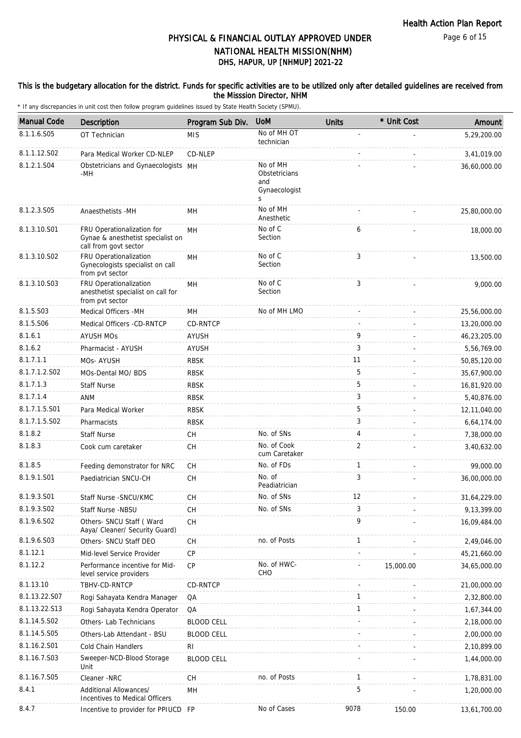# PHYSICAL & FINANCIAL OUTLAY APPROVED UNDER NATIONAL HEALTH MISSION(NHM)

## DHS, HAPUR, UP [NHMUP] 2021-22

**This is the budgetary allocation for the district. Funds for specific activities are to be utilized only after detailed guidelines are received from the Misssion Director, NHM**

\* If any discrepancies in unit cost then follow program guidelines issued by State Health Society (SPMU).

| Manual Code | Description | Program Sub Div. | UoM | Units | * Unit Cost | Amount |
|---|---|---|---|---|---|---|
| 8.1.1.6.S05 | OT Technician | MIS | No of MH OT technician | - | - | 5,29,200.00 |
| 8.1.1.12.S02 | Para Medical Worker CD-NLEP | CD-NLEP | | - | - | 3,41,019.00 |
| 8.1.2.1.S04 | Obstetricians and Gynaecologists -MH | MH | No of MH Obstetricians and Gynaecologists | - | - | 36,60,000.00 |
| 8.1.2.3.S05 | Anaesthetists -MH | MH | No of MH Anesthetic | - | - | 25,80,000.00 |
| 8.1.3.10.S01 | FRU Operationalization for Gynae & anesthetist specialist on call from govt sector | MH | No of C Section | 6 | - | 18,000.00 |
| 8.1.3.10.S02 | FRU Operationalization Gynecologists specialist on call from pvt sector | MH | No of C Section | 3 | - | 13,500.00 |
| 8.1.3.10.S03 | FRU Operationalization anesthetist specialist on call for from pvt sector | MH | No of C Section | 3 | - | 9,000.00 |
| 8.1.5.S03 | Medical Officers -MH | MH | No of MH LMO | - | - | 25,56,000.00 |
| 8.1.5.S06 | Medical Officers -CD-RNTCP | CD-RNTCP | | - | - | 13,20,000.00 |
| 8.1.6.1 | AYUSH MOs | AYUSH | | 9 | - | 46,23,205.00 |
| 8.1.6.2 | Pharmacist - AYUSH | AYUSH | | 3 | - | 5,56,769.00 |
| 8.1.7.1.1 | MOs- AYUSH | RBSK | | 11 | - | 50,85,120.00 |
| 8.1.7.1.2.S02 | MOs-Dental MO/ BDS | RBSK | | 5 | - | 35,67,900.00 |
| 8.1.7.1.3 | Staff Nurse | RBSK | | 5 | - | 16,81,920.00 |
| 8.1.7.1.4 | ANM | RBSK | | 3 | - | 5,40,876.00 |
| 8.1.7.1.5.S01 | Para Medical Worker | RBSK | | 5 | - | 12,11,040.00 |
| 8.1.7.1.5.S02 | Pharmacists | RBSK | | 3 | - | 6,64,174.00 |
| 8.1.8.2 | Staff Nurse | CH | No. of SNs | 4 | - | 7,38,000.00 |
| 8.1.8.3 | Cook cum caretaker | CH | No. of Cook cum Caretaker | 2 | - | 3,40,632.00 |
| 8.1.8.5 | Feeding demonstrator for NRC | CH | No. of FDs | 1 | - | 99,000.00 |
| 8.1.9.1.S01 | Paediatrician SNCU-CH | CH | No. of Peadiatrician | 3 | - | 36,00,000.00 |
| 8.1.9.3.S01 | Staff Nurse -SNCU/KMC | CH | No. of SNs | 12 | - | 31,64,229.00 |
| 8.1.9.3.S02 | Staff Nurse -NBSU | CH | No. of SNs | 3 | - | 9,13,399.00 |
| 8.1.9.6.S02 | Others- SNCU Staff ( Ward Aaya/ Cleaner/ Security Guard) | CH | | 9 | - | 16,09,484.00 |
| 8.1.9.6.S03 | Others- SNCU Staff DEO | CH | no. of Posts | 1 | - | 2,49,046.00 |
| 8.1.12.1 | Mid-level Service Provider | CP | | - | - | 45,21,660.00 |
| 8.1.12.2 | Performance incentive for Mid-level service providers | CP | No. of HWC-CHO | - | 15,000.00 | 34,65,000.00 |
| 8.1.13.10 | TBHV-CD-RNTCP | CD-RNTCP | | - | - | 21,00,000.00 |
| 8.1.13.22.S07 | Rogi Sahayata Kendra Manager | QA | | 1 | - | 2,32,800.00 |
| 8.1.13.22.S13 | Rogi Sahayata Kendra Operator | QA | | 1 | - | 1,67,344.00 |
| 8.1.14.5.S02 | Others- Lab Technicians | BLOOD CELL | | - | - | 2,18,000.00 |
| 8.1.14.5.S05 | Others-Lab Attendant - BSU | BLOOD CELL | | - | - | 2,00,000.00 |
| 8.1.16.2.S01 | Cold Chain Handlers | RI | | - | - | 2,10,899.00 |
| 8.1.16.7.S03 | Sweeper-NCD-Blood Storage Unit | BLOOD CELL | | - | - | 1,44,000.00 |
| 8.1.16.7.S05 | Cleaner -NRC | CH | no. of Posts | 1 | - | 1,78,831.00 |
| 8.4.1 | Additional Allowances/ Incentives to Medical Officers | MH | | 5 | - | 1,20,000.00 |
| 8.4.7 | Incentive to provider for PPIUCD | FP | No of Cases | 9078 | 150.00 | 13,61,700.00 |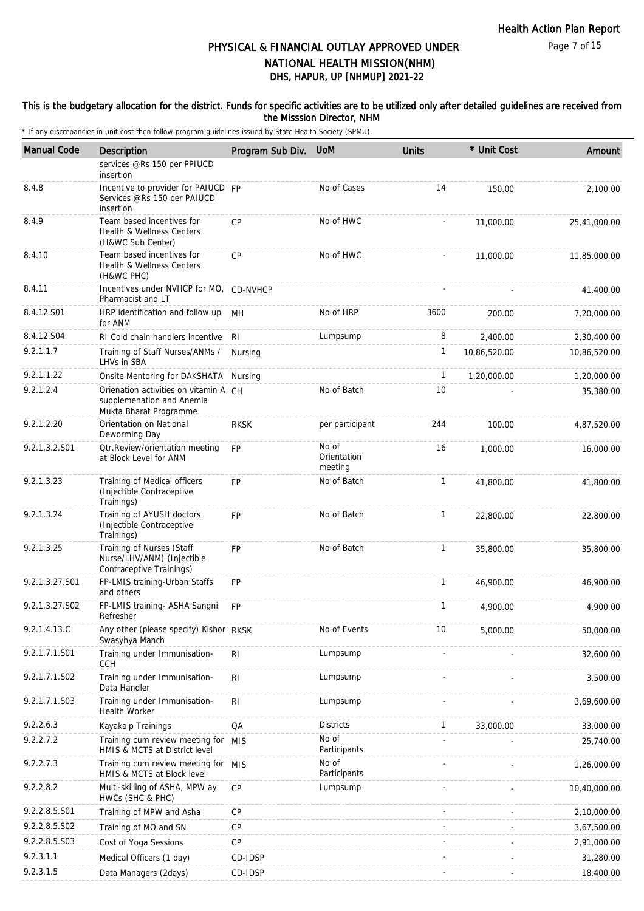# PHYSICAL & FINANCIAL OUTLAY APPROVED UNDER NATIONAL HEALTH MISSION(NHM)

## DHS, HAPUR, UP [NHMUP] 2021-22

**This is the budgetary allocation for the district. Funds for specific activities are to be utilized only after detailed guidelines are received from the Misssion Director, NHM**

* If any discrepancies in unit cost then follow program guidelines issued by State Health Society (SPMU).

| Manual Code | Description | Program Sub Div. | UoM | Units | * Unit Cost | Amount |
|---|---|---|---|---|---|---|
| | services @Rs 150 per PPIUCD insertion | | | | | |
| 8.4.8 | Incentive to provider for PAIUCD Services @Rs 150 per PAIUCD insertion | FP | No of Cases | 14 | 150.00 | 2,100.00 |
| 8.4.9 | Team based incentives for Health & Wellness Centers (H&WC Sub Center) | CP | No of HWC | - | 11,000.00 | 25,41,000.00 |
| 8.4.10 | Team based incentives for Health & Wellness Centers (H&WC PHC) | CP | No of HWC | - | 11,000.00 | 11,85,000.00 |
| 8.4.11 | Incentives under NVHCP for MO, Pharmacist and LT | CD-NVHCP | | - | - | 41,400.00 |
| 8.4.12.S01 | HRP identification and follow up for ANM | MH | No of HRP | 3600 | 200.00 | 7,20,000.00 |
| 8.4.12.S04 | RI Cold chain handlers incentive | RI | Lumpsump | 8 | 2,400.00 | 2,30,400.00 |
| 9.2.1.1.7 | Training of Staff Nurses/ANMs / LHVs in SBA | Nursing | | 1 | 10,86,520.00 | 10,86,520.00 |
| 9.2.1.1.22 | Onsite Mentoring for DAKSHATA | Nursing | | 1 | 1,20,000.00 | 1,20,000.00 |
| 9.2.1.2.4 | Orienation activities on vitamin A supplemenation and Anemia Mukta Bharat Programme | CH | No of Batch | 10 | - | 35,380.00 |
| 9.2.1.2.20 | Orientation on National Deworming Day | RKSK | per participant | 244 | 100.00 | 4,87,520.00 |
| 9.2.1.3.2.S01 | Qtr.Review/orientation meeting at Block Level for ANM | FP | No of Orientation meeting | 16 | 1,000.00 | 16,000.00 |
| 9.2.1.3.23 | Training of Medical officers (Injectible Contraceptive Trainings) | FP | No of Batch | 1 | 41,800.00 | 41,800.00 |
| 9.2.1.3.24 | Training of AYUSH doctors (Injectible Contraceptive Trainings) | FP | No of Batch | 1 | 22,800.00 | 22,800.00 |
| 9.2.1.3.25 | Training of Nurses (Staff Nurse/LHV/ANM) (Injectible Contraceptive Trainings) | FP | No of Batch | 1 | 35,800.00 | 35,800.00 |
| 9.2.1.3.27.S01 | FP-LMIS training-Urban Staffs and others | FP | | 1 | 46,900.00 | 46,900.00 |
| 9.2.1.3.27.S02 | FP-LMIS training- ASHA Sangni Refresher | FP | | 1 | 4,900.00 | 4,900.00 |
| 9.2.1.4.13.C | Any other (please specify) Kishor Swasyhya Manch | RKSK | No of Events | 10 | 5,000.00 | 50,000.00 |
| 9.2.1.7.1.S01 | Training under Immunisation-CCH | RI | Lumpsump | - | - | 32,600.00 |
| 9.2.1.7.1.S02 | Training under Immunisation-Data Handler | RI | Lumpsump | - | - | 3,500.00 |
| 9.2.1.7.1.S03 | Training under Immunisation-Health Worker | RI | Lumpsump | - | - | 3,69,600.00 |
| 9.2.2.6.3 | Kayakalp Trainings | QA | Districts | 1 | 33,000.00 | 33,000.00 |
| 9.2.2.7.2 | Training cum review meeting for HMIS & MCTS at District level | MIS | No of Participants | - | - | 25,740.00 |
| 9.2.2.7.3 | Training cum review meeting for HMIS & MCTS at Block level | MIS | No of Participants | - | - | 1,26,000.00 |
| 9.2.2.8.2 | Multi-skilling of ASHA, MPW ay HWCs (SHC & PHC) | CP | Lumpsump | - | - | 10,40,000.00 |
| 9.2.2.8.5.S01 | Training of MPW and Asha | CP | | - | - | 2,10,000.00 |
| 9.2.2.8.5.S02 | Training of MO and SN | CP | | - | - | 3,67,500.00 |
| 9.2.2.8.5.S03 | Cost of Yoga Sessions | CP | | - | - | 2,91,000.00 |
| 9.2.3.1.1 | Medical Officers (1 day) | CD-IDSP | | - | - | 31,280.00 |
| 9.2.3.1.5 | Data Managers (2days) | CD-IDSP | | - | - | 18,400.00 |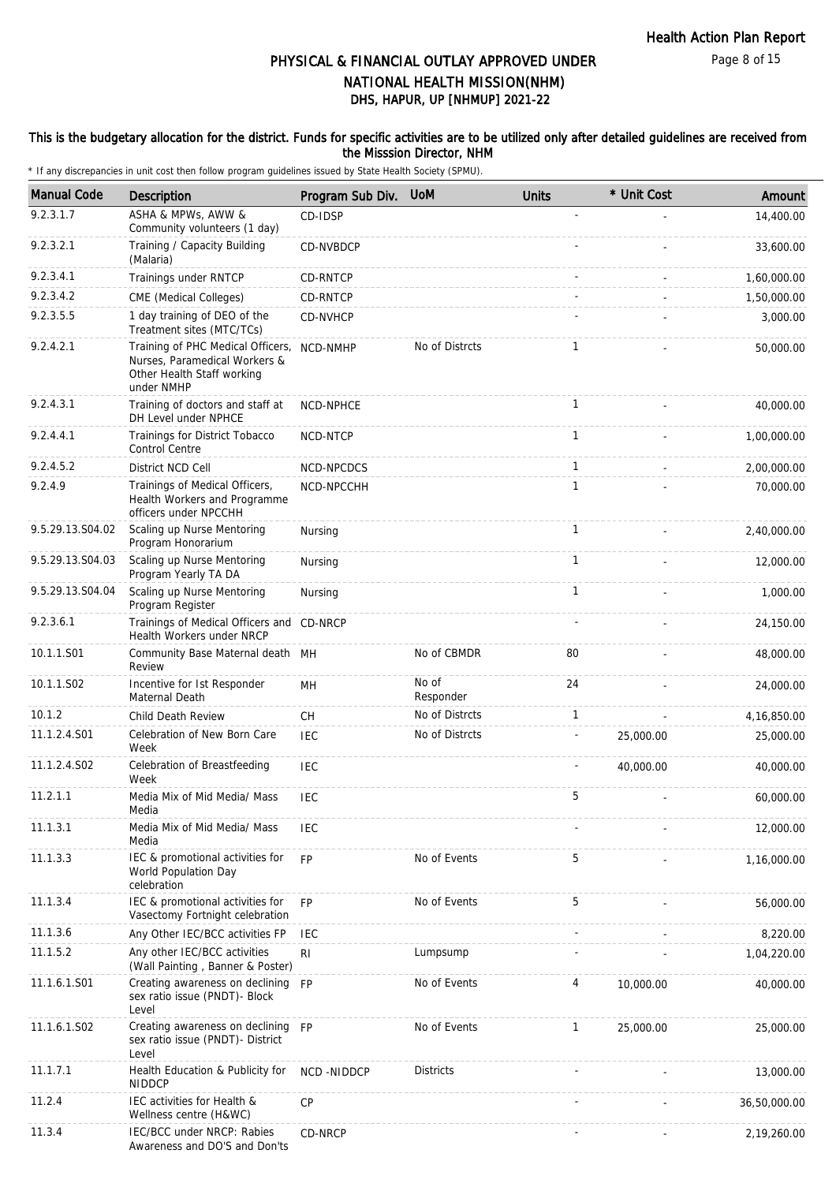# PHYSICAL & FINANCIAL OUTLAY APPROVED UNDER NATIONAL HEALTH MISSION(NHM)

## DHS, HAPUR, UP [NHMUP] 2021-22

### This is the budgetary allocation for the district. Funds for specific activities are to be utilized only after detailed guidelines are received from the Misssion Director, NHM

\* If any discrepancies in unit cost then follow program guidelines issued by State Health Society (SPMU).

| Manual Code | Description | Program Sub Div. | UoM | Units | * Unit Cost | Amount |
|---|---|---|---|---|---|---|
| 9.2.3.1.7 | ASHA & MPWs, AWW & Community volunteers (1 day) | CD-IDSP | | - | - | 14,400.00 |
| 9.2.3.2.1 | Training / Capacity Building (Malaria) | CD-NVBDCP | | - | - | 33,600.00 |
| 9.2.3.4.1 | Trainings under RNTCP | CD-RNTCP | | - | - | 1,60,000.00 |
| 9.2.3.4.2 | CME (Medical Colleges) | CD-RNTCP | | - | - | 1,50,000.00 |
| 9.2.3.5.5 | 1 day training of DEO of the Treatment sites (MTC/TCs) | CD-NVHCP | | - | - | 3,000.00 |
| 9.2.4.2.1 | Training of PHC Medical Officers, Nurses, Paramedical Workers & Other Health Staff working under NMHP | NCD-NMHP | No of Distrcts | 1 | - | 50,000.00 |
| 9.2.4.3.1 | Training of doctors and staff at DH Level under NPHCE | NCD-NPHCE | | 1 | - | 40,000.00 |
| 9.2.4.4.1 | Trainings for District Tobacco Control Centre | NCD-NTCP | | 1 | - | 1,00,000.00 |
| 9.2.4.5.2 | District NCD Cell | NCD-NPCDCS | | 1 | - | 2,00,000.00 |
| 9.2.4.9 | Trainings of Medical Officers, Health Workers and Programme officers under NPCCHH | NCD-NPCCHH | | 1 | - | 70,000.00 |
| 9.5.29.13.S04.02 | Scaling up Nurse Mentoring Program Honorarium | Nursing | | 1 | - | 2,40,000.00 |
| 9.5.29.13.S04.03 | Scaling up Nurse Mentoring Program Yearly TA DA | Nursing | | 1 | - | 12,000.00 |
| 9.5.29.13.S04.04 | Scaling up Nurse Mentoring Program Register | Nursing | | 1 | - | 1,000.00 |
| 9.2.3.6.1 | Trainings of Medical Officers and Health Workers under NRCP | CD-NRCP | | - | - | 24,150.00 |
| 10.1.1.S01 | Community Base Maternal death Review | MH | No of CBMDR | 80 | - | 48,000.00 |
| 10.1.1.S02 | Incentive for Ist Responder Maternal Death | MH | No of Responder | 24 | - | 24,000.00 |
| 10.1.2 | Child Death Review | CH | No of Distrcts | 1 | - | 4,16,850.00 |
| 11.1.2.4.S01 | Celebration of New Born Care Week | IEC | No of Distrcts | - | 25,000.00 | 25,000.00 |
| 11.1.2.4.S02 | Celebration of Breastfeeding Week | IEC | | - | 40,000.00 | 40,000.00 |
| 11.2.1.1 | Media Mix of Mid Media/ Mass Media | IEC | | 5 | - | 60,000.00 |
| 11.1.3.1 | Media Mix of Mid Media/ Mass Media | IEC | | - | - | 12,000.00 |
| 11.1.3.3 | IEC & promotional activities for World Population Day celebration | FP | No of Events | 5 | - | 1,16,000.00 |
| 11.1.3.4 | IEC & promotional activities for Vasectomy Fortnight celebration | FP | No of Events | 5 | - | 56,000.00 |
| 11.1.3.6 | Any Other IEC/BCC activities FP | IEC | | - | - | 8,220.00 |
| 11.1.5.2 | Any other IEC/BCC activities (Wall Painting , Banner & Poster) | RI | Lumpsump | - | - | 1,04,220.00 |
| 11.1.6.1.S01 | Creating awareness on declining sex ratio issue (PNDT)- Block Level | FP | No of Events | 4 | 10,000.00 | 40,000.00 |
| 11.1.6.1.S02 | Creating awareness on declining sex ratio issue (PNDT)- District Level | FP | No of Events | 1 | 25,000.00 | 25,000.00 |
| 11.1.7.1 | Health Education & Publicity for NIDDCP | NCD -NIDDCP | Districts | - | - | 13,000.00 |
| 11.2.4 | IEC activities for Health & Wellness centre (H&WC) | CP | | - | - | 36,50,000.00 |
| 11.3.4 | IEC/BCC under NRCP: Rabies Awareness and DO'S and Don'ts | CD-NRCP | | - | - | 2,19,260.00 |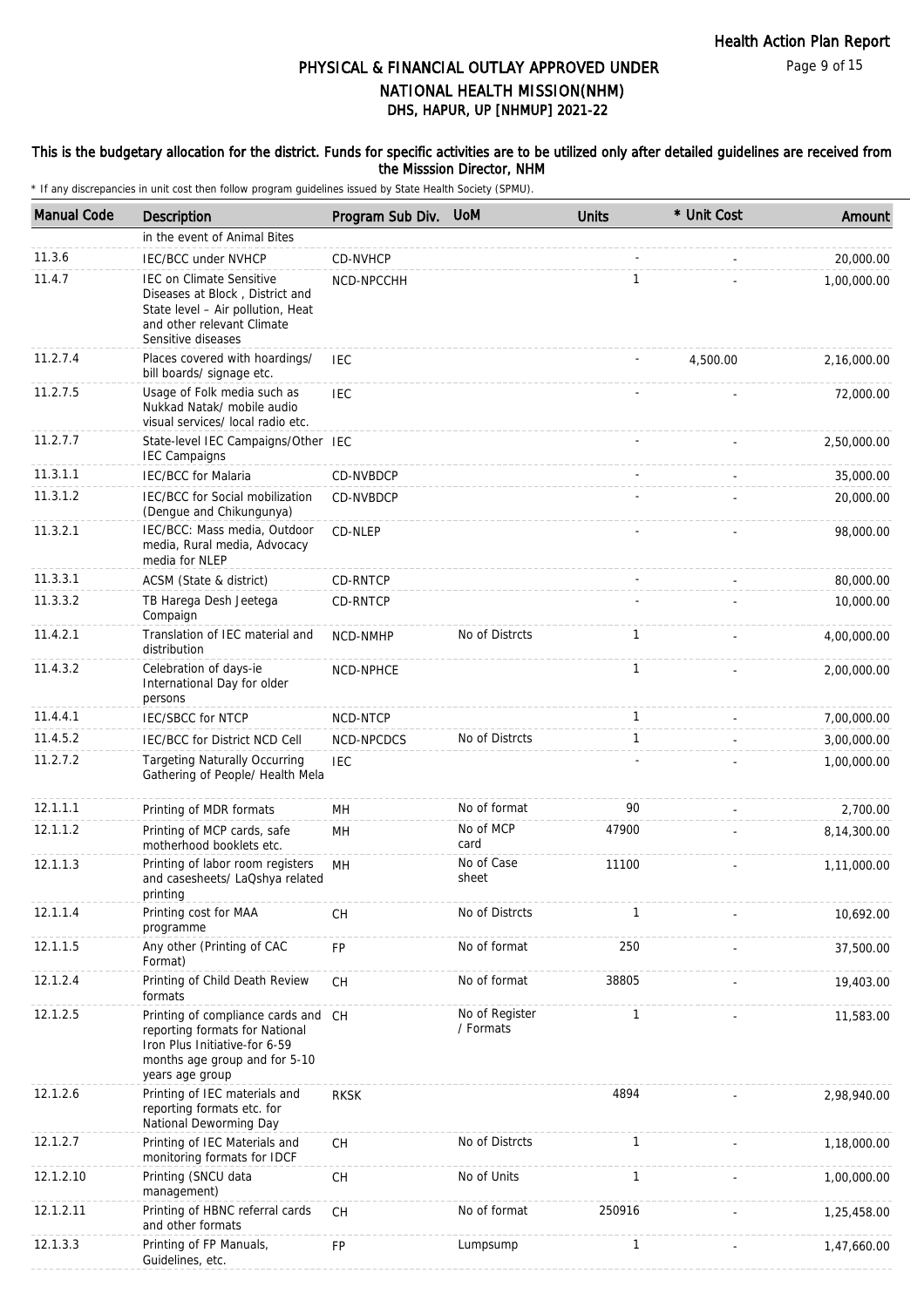# PHYSICAL & FINANCIAL OUTLAY APPROVED UNDER NATIONAL HEALTH MISSION(NHM)

## DHS, HAPUR, UP [NHMUP] 2021-22

**This is the budgetary allocation for the district. Funds for specific activities are to be utilized only after detailed guidelines are received from the Misssion Director, NHM**

\* If any discrepancies in unit cost then follow program guidelines issued by State Health Society (SPMU).

| Manual Code | Description | Program Sub Div. | UoM | Units | * Unit Cost | Amount |
|---|---|---|---|---|---|---|
| | in the event of Animal Bites | | | | | |
| 11.3.6 | IEC/BCC under NVHCP | CD-NVHCP | | - | - | 20,000.00 |
| 11.4.7 | IEC on Climate Sensitive Diseases at Block , District and State level – Air pollution, Heat and other relevant Climate Sensitive diseases | NCD-NPCCHH | | 1 | - | 1,00,000.00 |
| 11.2.7.4 | Places covered with hoardings/ bill boards/ signage etc. | IEC | | - | 4,500.00 | 2,16,000.00 |
| 11.2.7.5 | Usage of Folk media such as Nukkad Natak/ mobile audio visual services/ local radio etc. | IEC | | - | - | 72,000.00 |
| 11.2.7.7 | State-level IEC Campaigns/Other IEC Campaigns | IEC | | - | - | 2,50,000.00 |
| 11.3.1.1 | IEC/BCC for Malaria | CD-NVBDCP | | - | - | 35,000.00 |
| 11.3.1.2 | IEC/BCC for Social mobilization (Dengue and Chikungunya) | CD-NVBDCP | | - | - | 20,000.00 |
| 11.3.2.1 | IEC/BCC: Mass media, Outdoor media, Rural media, Advocacy media for NLEP | CD-NLEP | | - | - | 98,000.00 |
| 11.3.3.1 | ACSM (State & district) | CD-RNTCP | | - | - | 80,000.00 |
| 11.3.3.2 | TB Harega Desh Jeetega Compaign | CD-RNTCP | | - | - | 10,000.00 |
| 11.4.2.1 | Translation of IEC material and distribution | NCD-NMHP | No of Distrcts | 1 | - | 4,00,000.00 |
| 11.4.3.2 | Celebration of days-ie International Day for older persons | NCD-NPHCE | | 1 | - | 2,00,000.00 |
| 11.4.4.1 | IEC/SBCC for NTCP | NCD-NTCP | | 1 | - | 7,00,000.00 |
| 11.4.5.2 | IEC/BCC for District NCD Cell | NCD-NPCDCS | No of Distrcts | 1 | - | 3,00,000.00 |
| 11.2.7.2 | Targeting Naturally Occurring Gathering of People/ Health Mela | IEC | | - | - | 1,00,000.00 |
| 12.1.1.1 | Printing of MDR formats | MH | No of format | 90 | - | 2,700.00 |
| 12.1.1.2 | Printing of MCP cards, safe motherhood booklets etc. | MH | No of MCP card | 47900 | - | 8,14,300.00 |
| 12.1.1.3 | Printing of labor room registers and casesheets/ LaQshya related printing | MH | No of Case sheet | 11100 | - | 1,11,000.00 |
| 12.1.1.4 | Printing cost for MAA programme | CH | No of Distrcts | 1 | - | 10,692.00 |
| 12.1.1.5 | Any other (Printing of CAC Format) | FP | No of format | 250 | - | 37,500.00 |
| 12.1.2.4 | Printing of Child Death Review formats | CH | No of format | 38805 | - | 19,403.00 |
| 12.1.2.5 | Printing of compliance cards and reporting formats for National Iron Plus Initiative-for 6-59 months age group and for 5-10 years age group | CH | No of Register / Formats | 1 | - | 11,583.00 |
| 12.1.2.6 | Printing of IEC materials and reporting formats etc. for National Deworming Day | RKSK | | 4894 | - | 2,98,940.00 |
| 12.1.2.7 | Printing of IEC Materials and monitoring formats for IDCF | CH | No of Distrcts | 1 | - | 1,18,000.00 |
| 12.1.2.10 | Printing (SNCU data management) | CH | No of Units | 1 | - | 1,00,000.00 |
| 12.1.2.11 | Printing of HBNC referral cards and other formats | CH | No of format | 250916 | - | 1,25,458.00 |
| 12.1.3.3 | Printing of FP Manuals, Guidelines, etc. | FP | Lumpsump | 1 | - | 1,47,660.00 |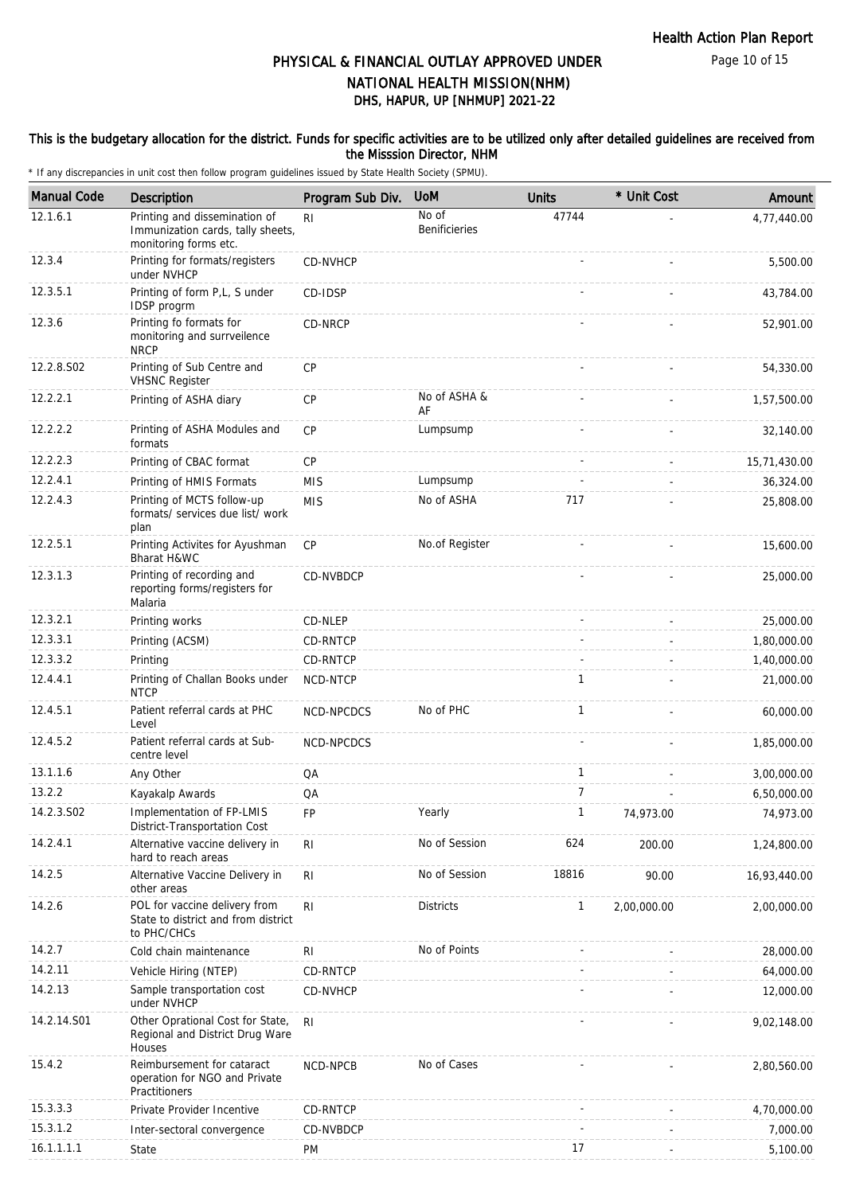# PHYSICAL & FINANCIAL OUTLAY APPROVED UNDER NATIONAL HEALTH MISSION(NHM)

## DHS, HAPUR, UP [NHMUP] 2021-22

**This is the budgetary allocation for the district. Funds for specific activities are to be utilized only after detailed guidelines are received from the Misssion Director, NHM**

\* If any discrepancies in unit cost then follow program guidelines issued by State Health Society (SPMU).

| Manual Code | Description | Program Sub Div. | UoM | Units | * Unit Cost | Amount |
|---|---|---|---|---|---|---|
| 12.1.6.1 | Printing and dissemination of Immunization cards, tally sheets, monitoring forms etc. | RI | No of Benificieries | 47744 | - | 4,77,440.00 |
| 12.3.4 | Printing for formats/registers under NVHCP | CD-NVHCP | | - | - | 5,500.00 |
| 12.3.5.1 | Printing of form P,L, S under IDSP progrm | CD-IDSP | | - | - | 43,784.00 |
| 12.3.6 | Printing fo formats for monitoring and surrveilence NRCP | CD-NRCP | | - | - | 52,901.00 |
| 12.2.8.S02 | Printing of Sub Centre and VHSNC Register | CP | | - | - | 54,330.00 |
| 12.2.2.1 | Printing of ASHA diary | CP | No of ASHA & AF | - | - | 1,57,500.00 |
| 12.2.2.2 | Printing of ASHA Modules and formats | CP | Lumpsump | - | - | 32,140.00 |
| 12.2.2.3 | Printing of CBAC format | CP | | - | - | 15,71,430.00 |
| 12.2.4.1 | Printing of HMIS Formats | MIS | Lumpsump | - | - | 36,324.00 |
| 12.2.4.3 | Printing of MCTS follow-up formats/ services due list/ work plan | MIS | No of ASHA | 717 | - | 25,808.00 |
| 12.2.5.1 | Printing Activites for Ayushman Bharat H&WC | CP | No.of Register | - | - | 15,600.00 |
| 12.3.1.3 | Printing of recording and reporting forms/registers for Malaria | CD-NVBDCP | | - | - | 25,000.00 |
| 12.3.2.1 | Printing works | CD-NLEP | | - | - | 25,000.00 |
| 12.3.3.1 | Printing (ACSM) | CD-RNTCP | | - | - | 1,80,000.00 |
| 12.3.3.2 | Printing | CD-RNTCP | | - | - | 1,40,000.00 |
| 12.4.4.1 | Printing of Challan Books under NTCP | NCD-NTCP | | 1 | - | 21,000.00 |
| 12.4.5.1 | Patient referral cards at PHC Level | NCD-NPCDCS | No of PHC | 1 | - | 60,000.00 |
| 12.4.5.2 | Patient referral cards at Sub-centre level | NCD-NPCDCS | | - | - | 1,85,000.00 |
| 13.1.1.6 | Any Other | QA | | 1 | - | 3,00,000.00 |
| 13.2.2 | Kayakalp Awards | QA | | 7 | - | 6,50,000.00 |
| 14.2.3.S02 | Implementation of FP-LMIS District-Transportation Cost | FP | Yearly | 1 | 74,973.00 | 74,973.00 |
| 14.2.4.1 | Alternative vaccine delivery in hard to reach areas | RI | No of Session | 624 | 200.00 | 1,24,800.00 |
| 14.2.5 | Alternative Vaccine Delivery in other areas | RI | No of Session | 18816 | 90.00 | 16,93,440.00 |
| 14.2.6 | POL for vaccine delivery from State to district and from district to PHC/CHCs | RI | Districts | 1 | 2,00,000.00 | 2,00,000.00 |
| 14.2.7 | Cold chain maintenance | RI | No of Points | - | - | 28,000.00 |
| 14.2.11 | Vehicle Hiring (NTEP) | CD-RNTCP | | - | - | 64,000.00 |
| 14.2.13 | Sample transportation cost under NVHCP | CD-NVHCP | | - | - | 12,000.00 |
| 14.2.14.S01 | Other Oprational Cost for State, Regional and District Drug Ware Houses | RI | | - | - | 9,02,148.00 |
| 15.4.2 | Reimbursement for cataract operation for NGO and Private Practitioners | NCD-NPCB | No of Cases | - | - | 2,80,560.00 |
| 15.3.3.3 | Private Provider Incentive | CD-RNTCP | | - | - | 4,70,000.00 |
| 15.3.1.2 | Inter-sectoral convergence | CD-NVBDCP | | - | - | 7,000.00 |
| 16.1.1.1.1 | State | PM | | 17 | - | 5,100.00 |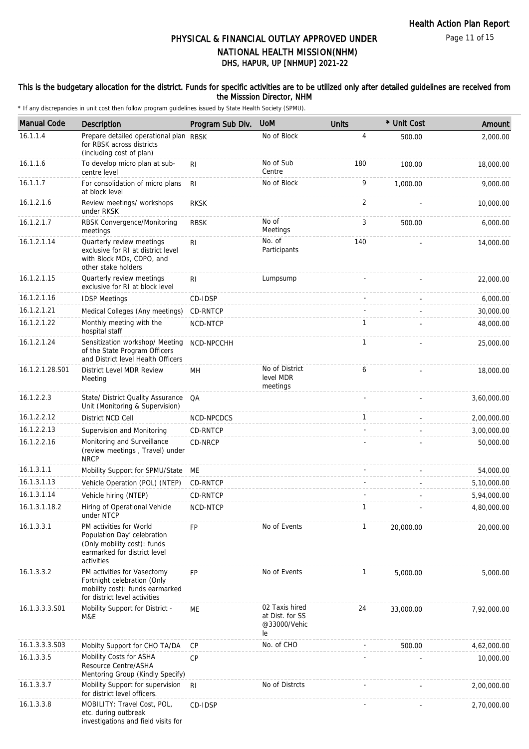# PHYSICAL & FINANCIAL OUTLAY APPROVED UNDER NATIONAL HEALTH MISSION(NHM)

## DHS, HAPUR, UP [NHMUP] 2021-22

### This is the budgetary allocation for the district. Funds for specific activities are to be utilized only after detailed guidelines are received from the Misssion Director, NHM

\* If any discrepancies in unit cost then follow program guidelines issued by State Health Society (SPMU).

| Manual Code | Description | Program Sub Div. | UoM | Units | * Unit Cost | Amount |
|---|---|---|---|---|---|---|
| 16.1.1.4 | Prepare detailed operational plan for RBSK across districts (including cost of plan) | RBSK | No of Block | 4 | 500.00 | 2,000.00 |
| 16.1.1.6 | To develop micro plan at sub-centre level | RI | No of Sub Centre | 180 | 100.00 | 18,000.00 |
| 16.1.1.7 | For consolidation of micro plans at block level | RI | No of Block | 9 | 1,000.00 | 9,000.00 |
| 16.1.2.1.6 | Review meetings/ workshops under RKSK | RKSK | | 2 | - | 10,000.00 |
| 16.1.2.1.7 | RBSK Convergence/Monitoring meetings | RBSK | No of Meetings | 3 | 500.00 | 6,000.00 |
| 16.1.2.1.14 | Quarterly review meetings exclusive for RI at district level with Block MOs, CDPO, and other stake holders | RI | No. of Participants | 140 | - | 14,000.00 |
| 16.1.2.1.15 | Quarterly review meetings exclusive for RI at block level | RI | Lumpsump | - | - | 22,000.00 |
| 16.1.2.1.16 | IDSP Meetings | CD-IDSP | | - | - | 6,000.00 |
| 16.1.2.1.21 | Medical Colleges (Any meetings) | CD-RNTCP | | - | - | 30,000.00 |
| 16.1.2.1.22 | Monthly meeting with the hospital staff | NCD-NTCP | | 1 | - | 48,000.00 |
| 16.1.2.1.24 | Sensitization workshop/ Meeting of the State Program Officers and District level Health Officers | NCD-NPCCHH | | 1 | - | 25,000.00 |
| 16.1.2.1.28.S01 | District Level MDR Review Meeting | MH | No of District level MDR meetings | 6 | - | 18,000.00 |
| 16.1.2.2.3 | State/ District Quality Assurance Unit (Monitoring & Supervision) | QA | | - | - | 3,60,000.00 |
| 16.1.2.2.12 | District NCD Cell | NCD-NPCDCS | | 1 | - | 2,00,000.00 |
| 16.1.2.2.13 | Supervision and Monitoring | CD-RNTCP | | - | - | 3,00,000.00 |
| 16.1.2.2.16 | Monitoring and Surveillance (review meetings , Travel) under NRCP | CD-NRCP | | - | - | 50,000.00 |
| 16.1.3.1.1 | Mobility Support for SPMU/State | ME | | - | - | 54,000.00 |
| 16.1.3.1.13 | Vehicle Operation (POL) (NTEP) | CD-RNTCP | | - | - | 5,10,000.00 |
| 16.1.3.1.14 | Vehicle hiring (NTEP) | CD-RNTCP | | - | - | 5,94,000.00 |
| 16.1.3.1.18.2 | Hiring of Operational Vehicle under NTCP | NCD-NTCP | | 1 | - | 4,80,000.00 |
| 16.1.3.3.1 | PM activities for World Population Day' celebration (Only mobility cost): funds earmarked for district level activities | FP | No of Events | 1 | 20,000.00 | 20,000.00 |
| 16.1.3.3.2 | PM activities for Vasectomy Fortnight celebration (Only mobility cost): funds earmarked for district level activities | FP | No of Events | 1 | 5,000.00 | 5,000.00 |
| 16.1.3.3.3.S01 | Mobility Support for District - M&E | ME | 02 Taxis hired at Dist. for SS @33000/Vehicle | 24 | 33,000.00 | 7,92,000.00 |
| 16.1.3.3.3.S03 | Mobilty Support for CHO TA/DA | CP | No. of CHO | - | 500.00 | 4,62,000.00 |
| 16.1.3.3.5 | Mobility Costs for ASHA Resource Centre/ASHA Mentoring Group (Kindly Specify) | CP | | - | - | 10,000.00 |
| 16.1.3.3.7 | Mobility Support for supervision for district level officers. | RI | No of Distrcts | - | - | 2,00,000.00 |
| 16.1.3.3.8 | MOBILITY: Travel Cost, POL, etc. during outbreak investigations and field visits for | CD-IDSP | | - | - | 2,70,000.00 |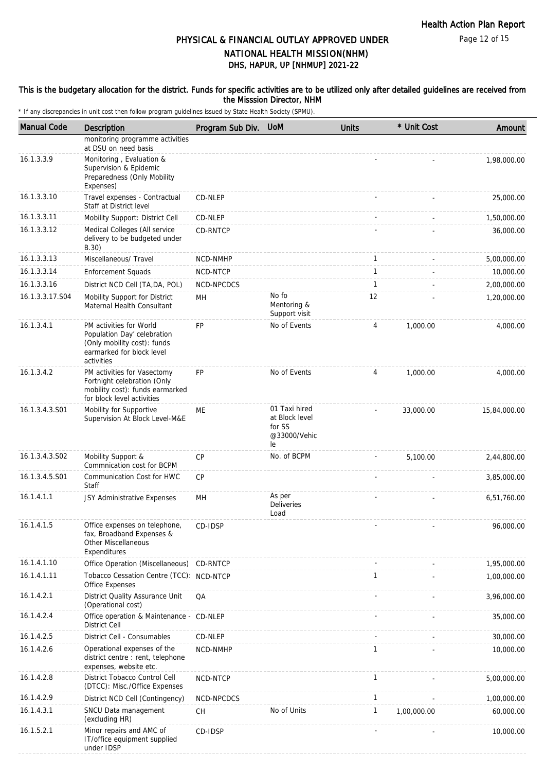# PHYSICAL & FINANCIAL OUTLAY APPROVED UNDER NATIONAL HEALTH MISSION(NHM)
## DHS, HAPUR, UP [NHMUP] 2021-22

**This is the budgetary allocation for the district. Funds for specific activities are to be utilized only after detailed guidelines are received from the Misssion Director, NHM**

\* If any discrepancies in unit cost then follow program guidelines issued by State Health Society (SPMU).

| Manual Code | Description | Program Sub Div. | UoM | Units | * Unit Cost | Amount |
|---|---|---|---|---|---|---|
| | monitoring programme activities at DSU on need basis | | | | | |
| 16.1.3.3.9 | Monitoring , Evaluation & Supervision & Epidemic Preparedness (Only Mobility Expenses) | | | - | - | 1,98,000.00 |
| 16.1.3.3.10 | Travel expenses - Contractual Staff at District level | CD-NLEP | | - | - | 25,000.00 |
| 16.1.3.3.11 | Mobility Support: District Cell | CD-NLEP | | - | - | 1,50,000.00 |
| 16.1.3.3.12 | Medical Colleges (All service delivery to be budgeted under B.30) | CD-RNTCP | | - | - | 36,000.00 |
| 16.1.3.3.13 | Miscellaneous/ Travel | NCD-NMHP | | 1 | - | 5,00,000.00 |
| 16.1.3.3.14 | Enforcement Squads | NCD-NTCP | | 1 | - | 10,000.00 |
| 16.1.3.3.16 | District NCD Cell (TA,DA, POL) | NCD-NPCDCS | | 1 | - | 2,00,000.00 |
| 16.1.3.3.17.S04 | Mobility Support for District Maternal Health Consultant | MH | No fo Mentoring & Support visit | 12 | - | 1,20,000.00 |
| 16.1.3.4.1 | PM activities for World Population Day' celebration (Only mobility cost): funds earmarked for block level activities | FP | No of Events | 4 | 1,000.00 | 4,000.00 |
| 16.1.3.4.2 | PM activities for Vasectomy Fortnight celebration (Only mobility cost): funds earmarked for block level activities | FP | No of Events | 4 | 1,000.00 | 4,000.00 |
| 16.1.3.4.3.S01 | Mobility for Supportive Supervision At Block Level-M&E | ME | 01 Taxi hired at Block level for SS @33000/Vehicle | - | 33,000.00 | 15,84,000.00 |
| 16.1.3.4.3.S02 | Mobility Support & Commnication cost for BCPM | CP | No. of BCPM | - | 5,100.00 | 2,44,800.00 |
| 16.1.3.4.5.S01 | Communication Cost for HWC Staff | CP | | - | - | 3,85,000.00 |
| 16.1.4.1.1 | JSY Administrative Expenses | MH | As per Deliveries Load | - | - | 6,51,760.00 |
| 16.1.4.1.5 | Office expenses on telephone, fax, Broadband Expenses & Other Miscellaneous Expenditures | CD-IDSP | | - | - | 96,000.00 |
| 16.1.4.1.10 | Office Operation (Miscellaneous) | CD-RNTCP | | - | - | 1,95,000.00 |
| 16.1.4.1.11 | Tobacco Cessation Centre (TCC): Office Expenses | NCD-NTCP | | 1 | - | 1,00,000.00 |
| 16.1.4.2.1 | District Quality Assurance Unit (Operational cost) | QA | | - | - | 3,96,000.00 |
| 16.1.4.2.4 | Office operation & Maintenance - District Cell | CD-NLEP | | - | - | 35,000.00 |
| 16.1.4.2.5 | District Cell - Consumables | CD-NLEP | | - | - | 30,000.00 |
| 16.1.4.2.6 | Operational expenses of the district centre : rent, telephone expenses, website etc. | NCD-NMHP | | 1 | - | 10,000.00 |
| 16.1.4.2.8 | District Tobacco Control Cell (DTCC): Misc./Office Expenses | NCD-NTCP | | 1 | - | 5,00,000.00 |
| 16.1.4.2.9 | District NCD Cell (Contingency) | NCD-NPCDCS | | 1 | - | 1,00,000.00 |
| 16.1.4.3.1 | SNCU Data management (excluding HR) | CH | No of Units | 1 | 1,00,000.00 | 60,000.00 |
| 16.1.5.2.1 | Minor repairs and AMC of IT/office equipment supplied under IDSP | CD-IDSP | | - | - | 10,000.00 |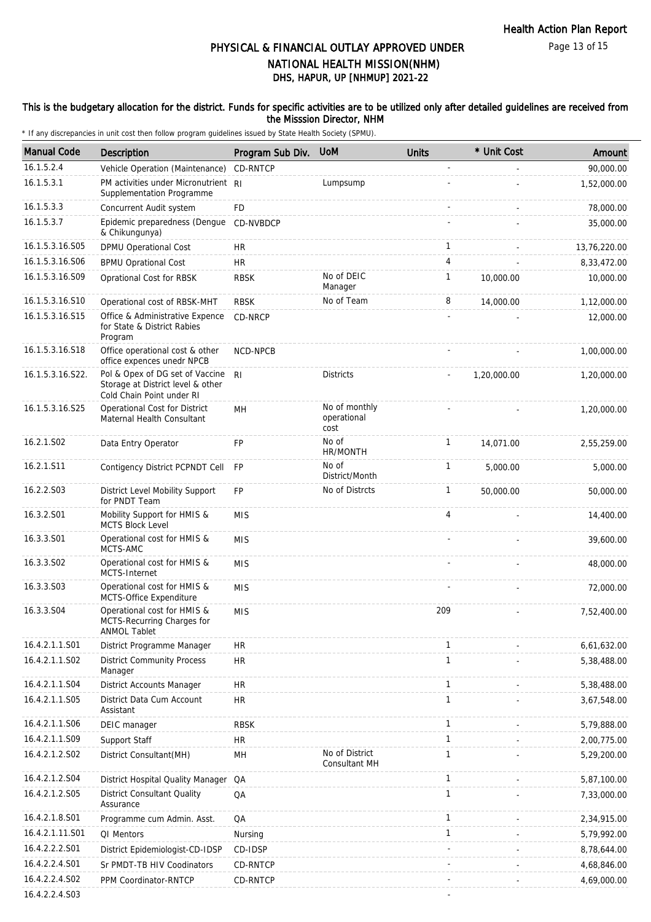# PHYSICAL & FINANCIAL OUTLAY APPROVED UNDER NATIONAL HEALTH MISSION(NHM)

## DHS, HAPUR, UP [NHMUP] 2021-22

**This is the budgetary allocation for the district. Funds for specific activities are to be utilized only after detailed guidelines are received from the Misssion Director, NHM**

\* If any discrepancies in unit cost then follow program guidelines issued by State Health Society (SPMU).

| Manual Code | Description | Program Sub Div. | UoM | Units | * Unit Cost | Amount |
|---|---|---|---|---|---|---|
| 16.1.5.2.4 | Vehicle Operation (Maintenance) | CD-RNTCP | | - | - | 90,000.00 |
| 16.1.5.3.1 | PM activities under Micronutrient Supplementation Programme | RI | Lumpsump | - | - | 1,52,000.00 |
| 16.1.5.3.3 | Concurrent Audit system | FD | | - | - | 78,000.00 |
| 16.1.5.3.7 | Epidemic preparedness (Dengue & Chikungunya) | CD-NVBDCP | | - | - | 35,000.00 |
| 16.1.5.3.16.S05 | DPMU Operational Cost | HR | | 1 | - | 13,76,220.00 |
| 16.1.5.3.16.S06 | BPMU Oprational Cost | HR | | 4 | - | 8,33,472.00 |
| 16.1.5.3.16.S09 | Oprational Cost for RBSK | RBSK | No of DEIC Manager | 1 | 10,000.00 | 10,000.00 |
| 16.1.5.3.16.S10 | Operational cost of RBSK-MHT | RBSK | No of Team | 8 | 14,000.00 | 1,12,000.00 |
| 16.1.5.3.16.S15 | Office & Administrative Expence for State & District Rabies Program | CD-NRCP | | - | - | 12,000.00 |
| 16.1.5.3.16.S18 | Office operational cost & other office expences unedr NPCB | NCD-NPCB | | - | - | 1,00,000.00 |
| 16.1.5.3.16.S22. | Pol & Opex of DG set of Vaccine Storage at District level & other Cold Chain Point under RI | RI | Districts | - | 1,20,000.00 | 1,20,000.00 |
| 16.1.5.3.16.S25 | Operational Cost for District Maternal Health Consultant | MH | No of monthly operational cost | - | - | 1,20,000.00 |
| 16.2.1.S02 | Data Entry Operator | FP | No of HR/MONTH | 1 | 14,071.00 | 2,55,259.00 |
| 16.2.1.S11 | Contigency District PCPNDT Cell | FP | No of District/Month | 1 | 5,000.00 | 5,000.00 |
| 16.2.2.S03 | District Level Mobility Support for PNDT Team | FP | No of Distrcts | 1 | 50,000.00 | 50,000.00 |
| 16.3.2.S01 | Mobility Support for HMIS & MCTS Block Level | MIS | | 4 | - | 14,400.00 |
| 16.3.3.S01 | Operational cost for HMIS & MCTS-AMC | MIS | | - | - | 39,600.00 |
| 16.3.3.S02 | Operational cost for HMIS & MCTS-Internet | MIS | | - | - | 48,000.00 |
| 16.3.3.S03 | Operational cost for HMIS & MCTS-Office Expenditure | MIS | | - | - | 72,000.00 |
| 16.3.3.S04 | Operational cost for HMIS & MCTS-Recurring Charges for ANMOL Tablet | MIS | | 209 | - | 7,52,400.00 |
| 16.4.2.1.1.S01 | District Programme Manager | HR | | 1 | - | 6,61,632.00 |
| 16.4.2.1.1.S02 | District Community Process Manager | HR | | 1 | - | 5,38,488.00 |
| 16.4.2.1.1.S04 | District Accounts Manager | HR | | 1 | - | 5,38,488.00 |
| 16.4.2.1.1.S05 | District Data Cum Account Assistant | HR | | 1 | - | 3,67,548.00 |
| 16.4.2.1.1.S06 | DEIC manager | RBSK | | 1 | - | 5,79,888.00 |
| 16.4.2.1.1.S09 | Support Staff | HR | | 1 | - | 2,00,775.00 |
| 16.4.2.1.2.S02 | District Consultant(MH) | MH | No of District Consultant MH | 1 | - | 5,29,200.00 |
| 16.4.2.1.2.S04 | District Hospital Quality Manager | QA | | 1 | - | 5,87,100.00 |
| 16.4.2.1.2.S05 | District Consultant Quality Assurance | QA | | 1 | - | 7,33,000.00 |
| 16.4.2.1.8.S01 | Programme cum Admin. Asst. | QA | | 1 | - | 2,34,915.00 |
| 16.4.2.1.11.S01 | QI Mentors | Nursing | | 1 | - | 5,79,992.00 |
| 16.4.2.2.2.S01 | District Epidemiologist-CD-IDSP | CD-IDSP | | - | - | 8,78,644.00 |
| 16.4.2.2.4.S01 | Sr PMDT-TB HIV Coodinators | CD-RNTCP | | - | - | 4,68,846.00 |
| 16.4.2.2.4.S02 | PPM Coordinator-RNTCP | CD-RNTCP | | - | - | 4,69,000.00 |
| 16.4.2.2.4.S03 | | | | - | | |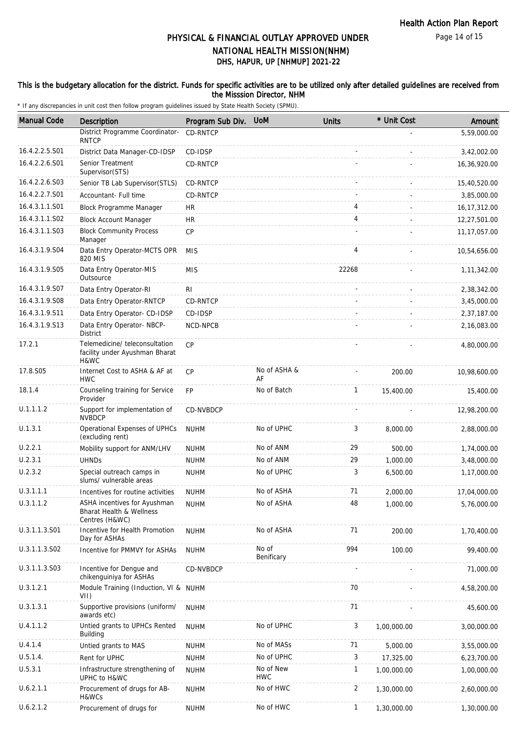# PHYSICAL & FINANCIAL OUTLAY APPROVED UNDER NATIONAL HEALTH MISSION(NHM)

## DHS, HAPUR, UP [NHMUP] 2021-22

### This is the budgetary allocation for the district. Funds for specific activities are to be utilized only after detailed guidelines are received from the Misssion Director, NHM

\* If any discrepancies in unit cost then follow program guidelines issued by State Health Society (SPMU).

| Manual Code | Description | Program Sub Div. | UoM | Units | * Unit Cost | Amount |
|---|---|---|---|---|---|---|
| | District Programme Coordinator-RNTCP | CD-RNTCP | | | - | 5,59,000.00 |
| 16.4.2.2.5.S01 | District Data Manager-CD-IDSP | CD-IDSP | | - | - | 3,42,002.00 |
| 16.4.2.2.6.S01 | Senior Treatment Supervisor(STS) | CD-RNTCP | | - | - | 16,36,920.00 |
| 16.4.2.2.6.S03 | Senior TB Lab Supervisor(STLS) | CD-RNTCP | | - | - | 15,40,520.00 |
| 16.4.2.2.7.S01 | Accountant- Full time | CD-RNTCP | | - | - | 3,85,000.00 |
| 16.4.3.1.1.S01 | Block Programme Manager | HR | | 4 | - | 16,17,312.00 |
| 16.4.3.1.1.S02 | Block Account Manager | HR | | 4 | - | 12,27,501.00 |
| 16.4.3.1.1.S03 | Block Community Process Manager | CP | | - | - | 11,17,057.00 |
| 16.4.3.1.9.S04 | Data Entry Operator-MCTS OPR 820 MIS | MIS | | 4 | - | 10,54,656.00 |
| 16.4.3.1.9.S05 | Data Entry Operator-MIS Outsource | MIS | | 22268 | - | 1,11,342.00 |
| 16.4.3.1.9.S07 | Data Entry Operator-RI | RI | | - | - | 2,38,342.00 |
| 16.4.3.1.9.S08 | Data Entry Operator-RNTCP | CD-RNTCP | | - | - | 3,45,000.00 |
| 16.4.3.1.9.S11 | Data Entry Operator- CD-IDSP | CD-IDSP | | - | - | 2,37,187.00 |
| 16.4.3.1.9.S13 | Data Entry Operator- NBCP-District | NCD-NPCB | | - | - | 2,16,083.00 |
| 17.2.1 | Telemedicine/ teleconsultation facility under Ayushman Bharat H&WC | CP | | - | - | 4,80,000.00 |
| 17.8.S05 | Internet Cost to ASHA & AF at HWC | CP | No of ASHA & AF | - | 200.00 | 10,98,600.00 |
| 18.1.4 | Counseling training for Service Provider | FP | No of Batch | 1 | 15,400.00 | 15,400.00 |
| U.1.1.1.2 | Support for implementation of NVBDCP | CD-NVBDCP | | - | - | 12,98,200.00 |
| U.1.3.1 | Operational Expenses of UPHCs (excluding rent) | NUHM | No of UPHC | 3 | 8,000.00 | 2,88,000.00 |
| U.2.2.1 | Mobility support for ANM/LHV | NUHM | No of ANM | 29 | 500.00 | 1,74,000.00 |
| U.2.3.1 | UHNDs | NUHM | No of ANM | 29 | 1,000.00 | 3,48,000.00 |
| U.2.3.2 | Special outreach camps in slums/ vulnerable areas | NUHM | No of UPHC | 3 | 6,500.00 | 1,17,000.00 |
| U.3.1.1.1 | Incentives for routine activities | NUHM | No of ASHA | 71 | 2,000.00 | 17,04,000.00 |
| U.3.1.1.2 | ASHA incentives for Ayushman Bharat Health & Wellness Centres (H&WC) | NUHM | No of ASHA | 48 | 1,000.00 | 5,76,000.00 |
| U.3.1.1.3.S01 | Incentive for Health Promotion Day for ASHAs | NUHM | No of ASHA | 71 | 200.00 | 1,70,400.00 |
| U.3.1.1.3.S02 | Incentive for PMMVY for ASHAs | NUHM | No of Benificary | 994 | 100.00 | 99,400.00 |
| U.3.1.1.3.S03 | Incentive for Dengue and chikenguiniya for ASHAs | CD-NVBDCP | | - | - | 71,000.00 |
| U.3.1.2.1 | Module Training (Induction, VI & VII) | NUHM | | 70 | - | 4,58,200.00 |
| U.3.1.3.1 | Supportive provisions (uniform/ awards etc) | NUHM | | 71 | - | 45,600.00 |
| U.4.1.1.2 | Untied grants to UPHCs Rented Building | NUHM | No of UPHC | 3 | 1,00,000.00 | 3,00,000.00 |
| U.4.1.4 | Untied grants to MAS | NUHM | No of MASs | 71 | 5,000.00 | 3,55,000.00 |
| U.5.1.4. | Rent for UPHC | NUHM | No of UPHC | 3 | 17,325.00 | 6,23,700.00 |
| U.5.3.1 | Infrastructure strengthening of UPHC to H&WC | NUHM | No of New HWC | 1 | 1,00,000.00 | 1,00,000.00 |
| U.6.2.1.1 | Procurement of drugs for AB-H&WCs | NUHM | No of HWC | 2 | 1,30,000.00 | 2,60,000.00 |
| U.6.2.1.2 | Procurement of drugs for | NUHM | No of HWC | 1 | 1,30,000.00 | 1,30,000.00 |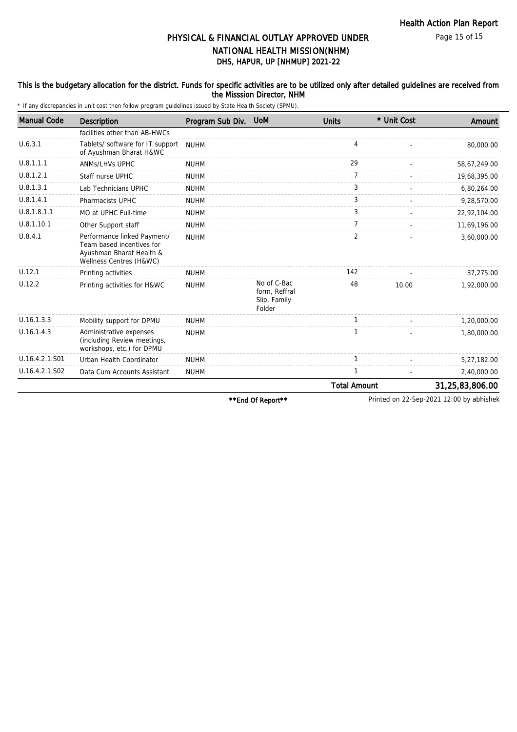# PHYSICAL & FINANCIAL OUTLAY APPROVED UNDER NATIONAL HEALTH MISSION(NHM)
## DHS, HAPUR, UP [NHMUP] 2021-22

**This is the budgetary allocation for the district. Funds for specific activities are to be utilized only after detailed guidelines are received from the Misssion Director, NHM**

* If any discrepancies in unit cost then follow program guidelines issued by State Health Society (SPMU).

| Manual Code | Description | Program Sub Div. | UoM | Units | * Unit Cost | Amount |
|---|---|---|---|---|---|---|
| | facilities other than AB-HWCs | | | | | |
| U.6.3.1 | Tablets/ software for IT support of Ayushman Bharat H&WC | NUHM | | 4 | - | 80,000.00 |
| U.8.1.1.1 | ANMs/LHVs UPHC | NUHM | | 29 | - | 58,67,249.00 |
| U.8.1.2.1 | Staff nurse UPHC | NUHM | | 7 | - | 19,68,395.00 |
| U.8.1.3.1 | Lab Technicians UPHC | NUHM | | 3 | - | 6,80,264.00 |
| U.8.1.4.1 | Pharmacists UPHC | NUHM | | 3 | - | 9,28,570.00 |
| U.8.1.8.1.1 | MO at UPHC Full-time | NUHM | | 3 | - | 22,92,104.00 |
| U.8.1.10.1 | Other Support staff | NUHM | | 7 | - | 11,69,196.00 |
| U.8.4.1 | Performance linked Payment/ Team based incentives for Ayushman Bharat Health & Wellness Centres (H&WC) | NUHM | | 2 | - | 3,60,000.00 |
| U.12.1 | Printing activities | NUHM | | 142 | - | 37,275.00 |
| U.12.2 | Printing activities for H&WC | NUHM | No of C-Bac form, Reffral Slip, Family Folder | 48 | 10.00 | 1,92,000.00 |
| U.16.1.3.3 | Mobility support for DPMU | NUHM | | 1 | - | 1,20,000.00 |
| U.16.1.4.3 | Administrative expenses (including Review meetings, workshops, etc.) for DPMU | NUHM | | 1 | - | 1,80,000.00 |
| U.16.4.2.1.S01 | Urban Health Coordinator | NUHM | | 1 | - | 5,27,182.00 |
| U.16.4.2.1.S02 | Data Cum Accounts Assistant | NUHM | | 1 | - | 2,40,000.00 |
| | | | | **Total Amount** | | **31,25,83,806.00** |

**End Of Report**

Printed on 22-Sep-2021 12:00 by abhishek